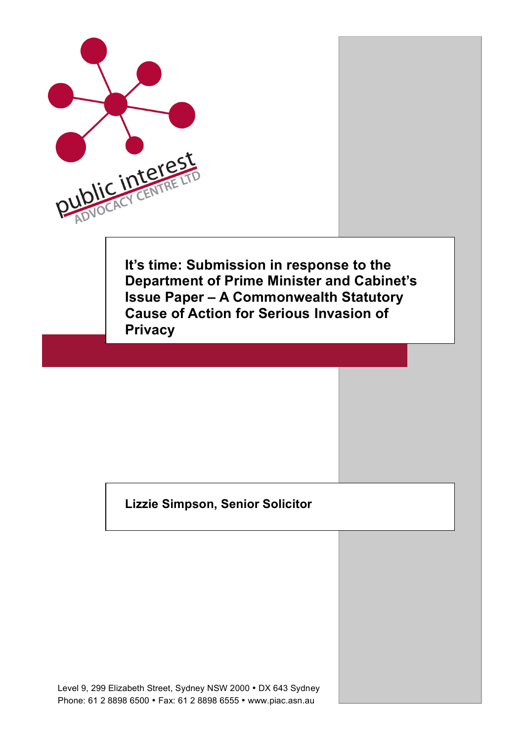public interest ADVOCACY CENTRE LTD

# It's time: Submission in response to the Department of Prime Minister and Cabinet's Issue Paper – A Commonwealth Statutory Cause of Action for Serious Invasion of Privacy

**Lizzie Simpson, Senior Solicitor**

Level 9, 299 Elizabeth Street, Sydney NSW 2000 • DX 643 Sydney
Phone: 61 2 8898 6500 • Fax: 61 2 8898 6555 • www.piac.asn.au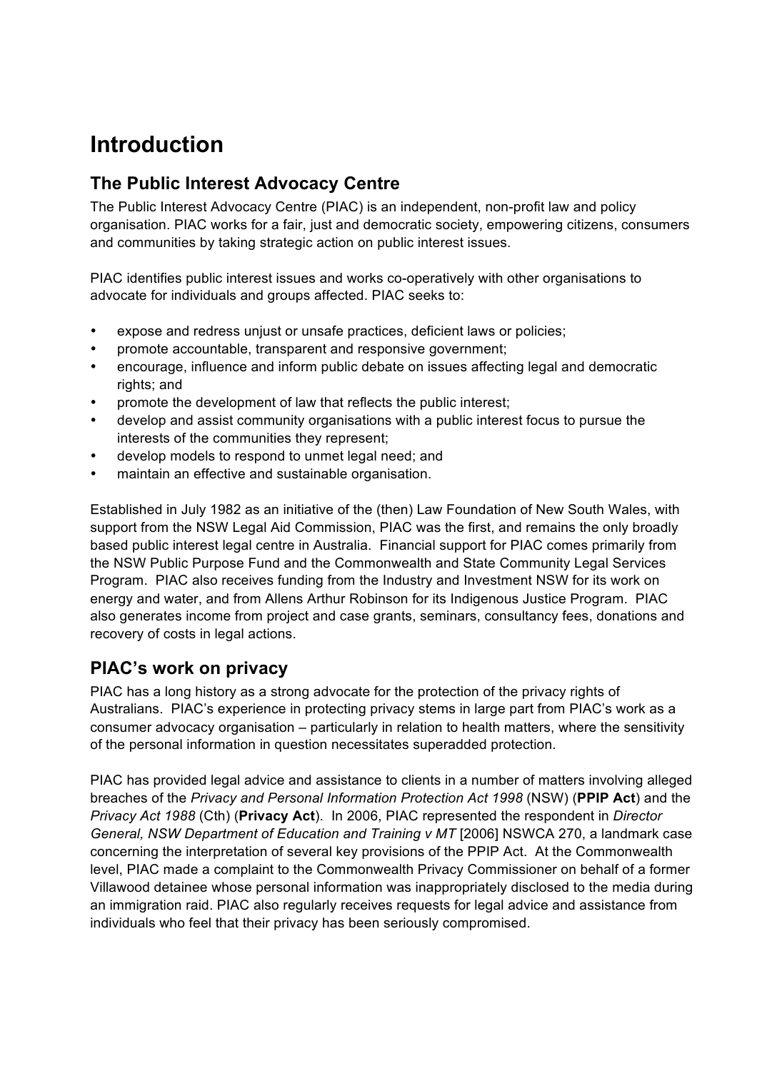# Introduction

## The Public Interest Advocacy Centre

The Public Interest Advocacy Centre (PIAC) is an independent, non-profit law and policy organisation. PIAC works for a fair, just and democratic society, empowering citizens, consumers and communities by taking strategic action on public interest issues.

PIAC identifies public interest issues and works co-operatively with other organisations to advocate for individuals and groups affected. PIAC seeks to:

- expose and redress unjust or unsafe practices, deficient laws or policies;
- promote accountable, transparent and responsive government;
- encourage, influence and inform public debate on issues affecting legal and democratic rights; and
- promote the development of law that reflects the public interest;
- develop and assist community organisations with a public interest focus to pursue the interests of the communities they represent;
- develop models to respond to unmet legal need; and
- maintain an effective and sustainable organisation.

Established in July 1982 as an initiative of the (then) Law Foundation of New South Wales, with support from the NSW Legal Aid Commission, PIAC was the first, and remains the only broadly based public interest legal centre in Australia. Financial support for PIAC comes primarily from the NSW Public Purpose Fund and the Commonwealth and State Community Legal Services Program. PIAC also receives funding from the Industry and Investment NSW for its work on energy and water, and from Allens Arthur Robinson for its Indigenous Justice Program. PIAC also generates income from project and case grants, seminars, consultancy fees, donations and recovery of costs in legal actions.

## PIAC's work on privacy

PIAC has a long history as a strong advocate for the protection of the privacy rights of Australians. PIAC's experience in protecting privacy stems in large part from PIAC's work as a consumer advocacy organisation – particularly in relation to health matters, where the sensitivity of the personal information in question necessitates superadded protection.

PIAC has provided legal advice and assistance to clients in a number of matters involving alleged breaches of the *Privacy and Personal Information Protection Act 1998* (NSW) (**PPIP Act**) and the *Privacy Act 1988* (Cth) (**Privacy Act**). In 2006, PIAC represented the respondent in *Director General, NSW Department of Education and Training v MT* [2006] NSWCA 270, a landmark case concerning the interpretation of several key provisions of the PPIP Act. At the Commonwealth level, PIAC made a complaint to the Commonwealth Privacy Commissioner on behalf of a former Villawood detainee whose personal information was inappropriately disclosed to the media during an immigration raid. PIAC also regularly receives requests for legal advice and assistance from individuals who feel that their privacy has been seriously compromised.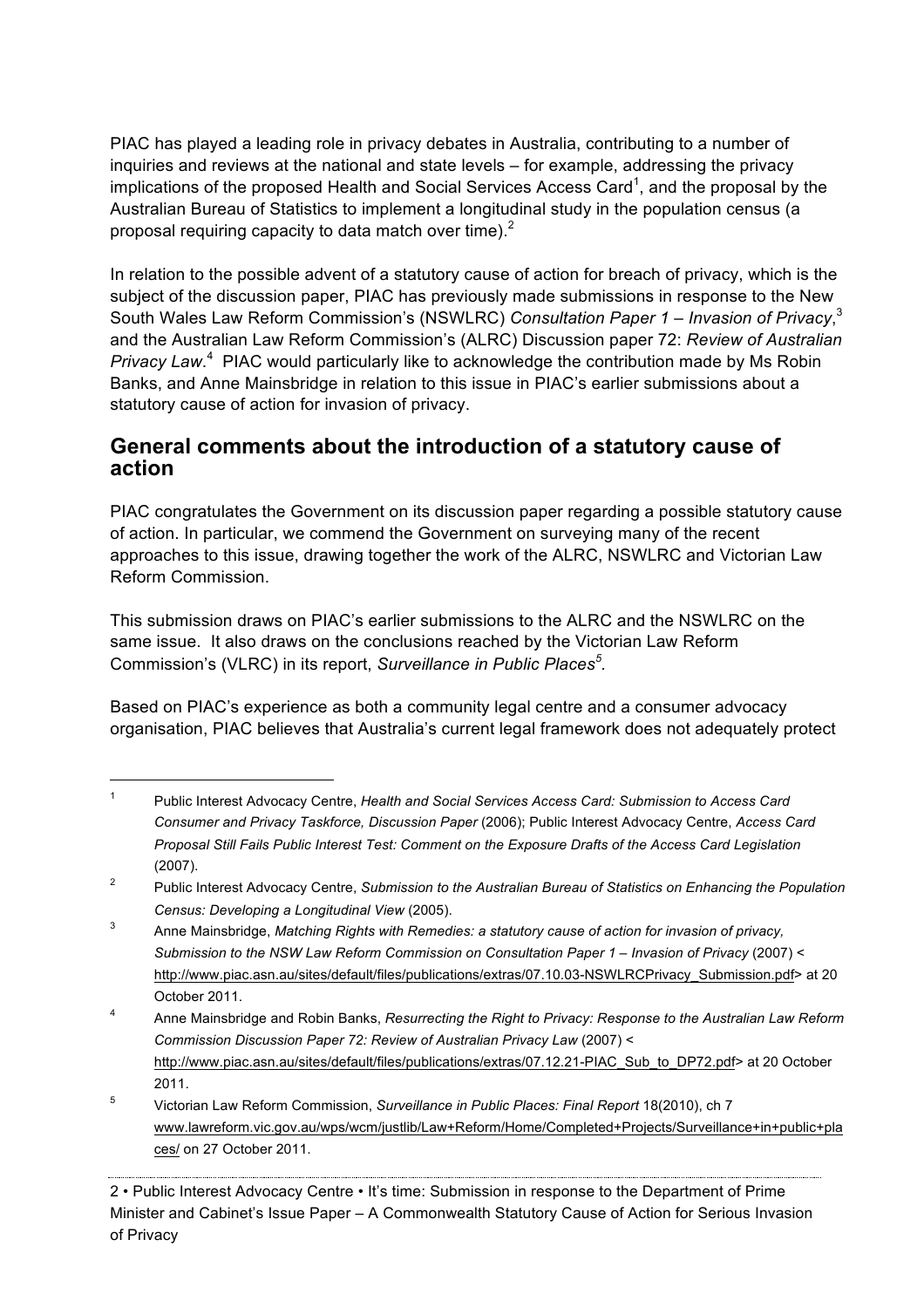PIAC has played a leading role in privacy debates in Australia, contributing to a number of inquiries and reviews at the national and state levels – for example, addressing the privacy implications of the proposed Health and Social Services Access Card[1], and the proposal by the Australian Bureau of Statistics to implement a longitudinal study in the population census (a proposal requiring capacity to data match over time).[2]

In relation to the possible advent of a statutory cause of action for breach of privacy, which is the subject of the discussion paper, PIAC has previously made submissions in response to the New South Wales Law Reform Commission's (NSWLRC) *Consultation Paper 1 – Invasion of Privacy*,[3] and the Australian Law Reform Commission's (ALRC) Discussion paper 72: *Review of Australian Privacy Law*.[4] PIAC would particularly like to acknowledge the contribution made by Ms Robin Banks, and Anne Mainsbridge in relation to this issue in PIAC's earlier submissions about a statutory cause of action for invasion of privacy.

## General comments about the introduction of a statutory cause of action

PIAC congratulates the Government on its discussion paper regarding a possible statutory cause of action. In particular, we commend the Government on surveying many of the recent approaches to this issue, drawing together the work of the ALRC, NSWLRC and Victorian Law Reform Commission.

This submission draws on PIAC's earlier submissions to the ALRC and the NSWLRC on the same issue. It also draws on the conclusions reached by the Victorian Law Reform Commission's (VLRC) in its report, *Surveillance in Public Places*[5].

Based on PIAC's experience as both a community legal centre and a consumer advocacy organisation, PIAC believes that Australia's current legal framework does not adequately protect

---

1. Public Interest Advocacy Centre, *Health and Social Services Access Card: Submission to Access Card Consumer and Privacy Taskforce, Discussion Paper* (2006); Public Interest Advocacy Centre, *Access Card Proposal Still Fails Public Interest Test: Comment on the Exposure Drafts of the Access Card Legislation* (2007).
2. Public Interest Advocacy Centre, *Submission to the Australian Bureau of Statistics on Enhancing the Population Census: Developing a Longitudinal View* (2005).
3. Anne Mainsbridge, *Matching Rights with Remedies: a statutory cause of action for invasion of privacy, Submission to the NSW Law Reform Commission on Consultation Paper 1 – Invasion of Privacy* (2007) < http://www.piac.asn.au/sites/default/files/publications/extras/07.10.03-NSWLRCPrivacy_Submission.pdf> at 20 October 2011.
4. Anne Mainsbridge and Robin Banks, *Resurrecting the Right to Privacy: Response to the Australian Law Reform Commission Discussion Paper 72: Review of Australian Privacy Law* (2007) < http://www.piac.asn.au/sites/default/files/publications/extras/07.12.21-PIAC_Sub_to_DP72.pdf> at 20 October 2011.
5. Victorian Law Reform Commission, *Surveillance in Public Places: Final Report* 18(2010), ch 7 www.lawreform.vic.gov.au/wps/wcm/justlib/Law+Reform/Home/Completed+Projects/Surveillance+in+public+places/ on 27 October 2011.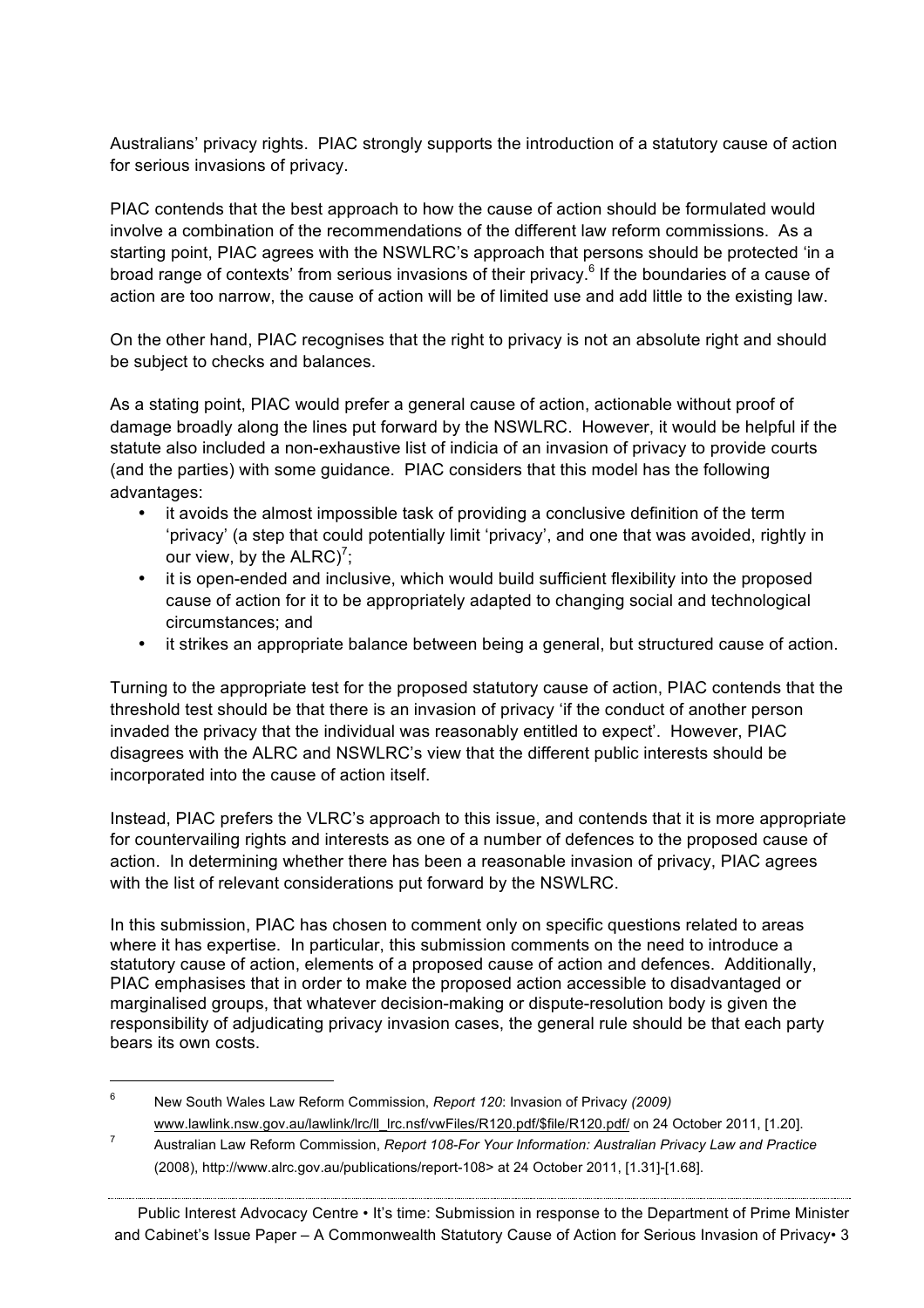Australians' privacy rights. PIAC strongly supports the introduction of a statutory cause of action for serious invasions of privacy.

PIAC contends that the best approach to how the cause of action should be formulated would involve a combination of the recommendations of the different law reform commissions. As a starting point, PIAC agrees with the NSWLRC's approach that persons should be protected 'in a broad range of contexts' from serious invasions of their privacy.[6] If the boundaries of a cause of action are too narrow, the cause of action will be of limited use and add little to the existing law.

On the other hand, PIAC recognises that the right to privacy is not an absolute right and should be subject to checks and balances.

As a stating point, PIAC would prefer a general cause of action, actionable without proof of damage broadly along the lines put forward by the NSWLRC. However, it would be helpful if the statute also included a non-exhaustive list of indicia of an invasion of privacy to provide courts (and the parties) with some guidance. PIAC considers that this model has the following advantages:

- it avoids the almost impossible task of providing a conclusive definition of the term 'privacy' (a step that could potentially limit 'privacy', and one that was avoided, rightly in our view, by the ALRC)[7];
- it is open-ended and inclusive, which would build sufficient flexibility into the proposed cause of action for it to be appropriately adapted to changing social and technological circumstances; and
- it strikes an appropriate balance between being a general, but structured cause of action.

Turning to the appropriate test for the proposed statutory cause of action, PIAC contends that the threshold test should be that there is an invasion of privacy 'if the conduct of another person invaded the privacy that the individual was reasonably entitled to expect'. However, PIAC disagrees with the ALRC and NSWLRC's view that the different public interests should be incorporated into the cause of action itself.

Instead, PIAC prefers the VLRC's approach to this issue, and contends that it is more appropriate for countervailing rights and interests as one of a number of defences to the proposed cause of action. In determining whether there has been a reasonable invasion of privacy, PIAC agrees with the list of relevant considerations put forward by the NSWLRC.

In this submission, PIAC has chosen to comment only on specific questions related to areas where it has expertise. In particular, this submission comments on the need to introduce a statutory cause of action, elements of a proposed cause of action and defences. Additionally, PIAC emphasises that in order to make the proposed action accessible to disadvantaged or marginalised groups, that whatever decision-making or dispute-resolution body is given the responsibility of adjudicating privacy invasion cases, the general rule should be that each party bears its own costs.

---

[6] New South Wales Law Reform Commission, *Report 120*: Invasion of Privacy *(2009)* www.lawlink.nsw.gov.au/lawlink/lrc/ll_lrc.nsf/vwFiles/R120.pdf/$file/R120.pdf/ on 24 October 2011, [1.20].

[7] Australian Law Reform Commission, *Report 108-For Your Information: Australian Privacy Law and Practice* (2008), http://www.alrc.gov.au/publications/report-108> at 24 October 2011, [1.31]-[1.68].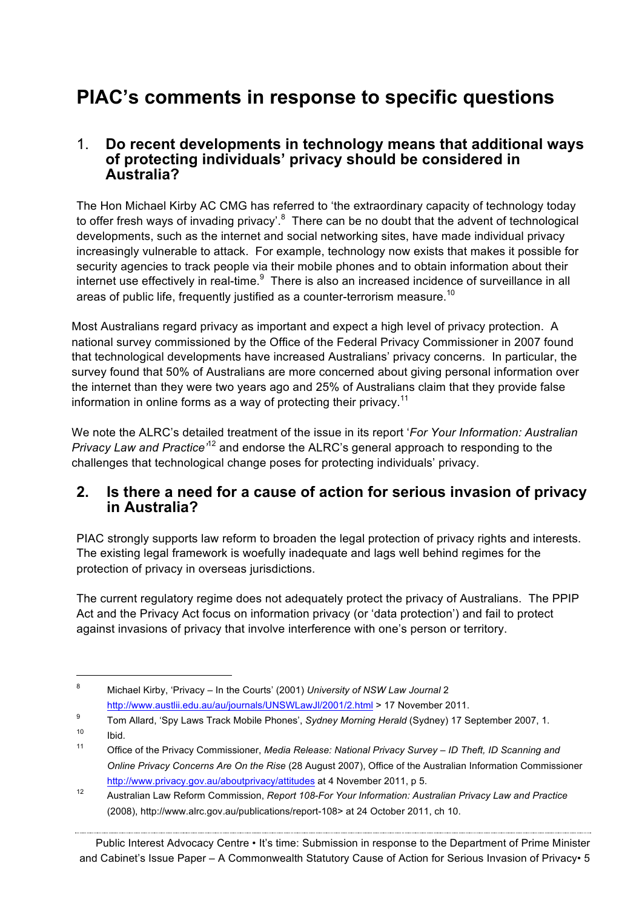# PIAC's comments in response to specific questions

## 1. Do recent developments in technology means that additional ways of protecting individuals' privacy should be considered in Australia?

The Hon Michael Kirby AC CMG has referred to 'the extraordinary capacity of technology today to offer fresh ways of invading privacy'.[8] There can be no doubt that the advent of technological developments, such as the internet and social networking sites, have made individual privacy increasingly vulnerable to attack. For example, technology now exists that makes it possible for security agencies to track people via their mobile phones and to obtain information about their internet use effectively in real-time.[9] There is also an increased incidence of surveillance in all areas of public life, frequently justified as a counter-terrorism measure.[10]

Most Australians regard privacy as important and expect a high level of privacy protection. A national survey commissioned by the Office of the Federal Privacy Commissioner in 2007 found that technological developments have increased Australians' privacy concerns. In particular, the survey found that 50% of Australians are more concerned about giving personal information over the internet than they were two years ago and 25% of Australians claim that they provide false information in online forms as a way of protecting their privacy.[11]

We note the ALRC's detailed treatment of the issue in its report '*For Your Information: Australian Privacy Law and Practice*'[12] and endorse the ALRC's general approach to responding to the challenges that technological change poses for protecting individuals' privacy.

## 2. Is there a need for a cause of action for serious invasion of privacy in Australia?

PIAC strongly supports law reform to broaden the legal protection of privacy rights and interests. The existing legal framework is woefully inadequate and lags well behind regimes for the protection of privacy in overseas jurisdictions.

The current regulatory regime does not adequately protect the privacy of Australians. The PPIP Act and the Privacy Act focus on information privacy (or 'data protection') and fail to protect against invasions of privacy that involve interference with one's person or territory.

---

[8] Michael Kirby, 'Privacy – In the Courts' (2001) *University of NSW Law Journal* 2 http://www.austlii.edu.au/au/journals/UNSWLawJl/2001/2.html > 17 November 2011.

[9] Tom Allard, 'Spy Laws Track Mobile Phones', *Sydney Morning Herald* (Sydney) 17 September 2007, 1.

[10] Ibid.

[11] Office of the Privacy Commissioner, *Media Release: National Privacy Survey – ID Theft, ID Scanning and Online Privacy Concerns Are On the Rise* (28 August 2007), Office of the Australian Information Commissioner http://www.privacy.gov.au/aboutprivacy/attitudes at 4 November 2011, p 5.

[12] Australian Law Reform Commission, *Report 108-For Your Information: Australian Privacy Law and Practice* (2008), http://www.alrc.gov.au/publications/report-108> at 24 October 2011, ch 10.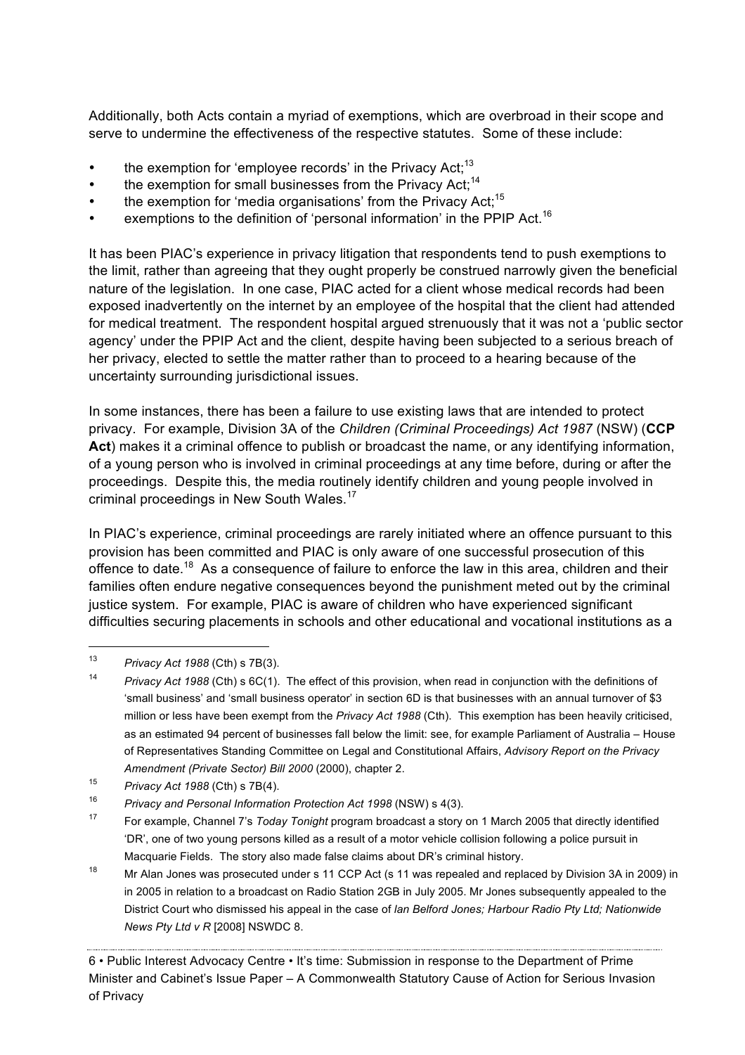Additionally, both Acts contain a myriad of exemptions, which are overbroad in their scope and serve to undermine the effectiveness of the respective statutes. Some of these include:

- the exemption for 'employee records' in the Privacy Act;[13]
- the exemption for small businesses from the Privacy Act;[14]
- the exemption for 'media organisations' from the Privacy Act;[15]
- exemptions to the definition of 'personal information' in the PPIP Act.[16]

It has been PIAC's experience in privacy litigation that respondents tend to push exemptions to the limit, rather than agreeing that they ought properly be construed narrowly given the beneficial nature of the legislation. In one case, PIAC acted for a client whose medical records had been exposed inadvertently on the internet by an employee of the hospital that the client had attended for medical treatment. The respondent hospital argued strenuously that it was not a 'public sector agency' under the PPIP Act and the client, despite having been subjected to a serious breach of her privacy, elected to settle the matter rather than to proceed to a hearing because of the uncertainty surrounding jurisdictional issues.

In some instances, there has been a failure to use existing laws that are intended to protect privacy. For example, Division 3A of the *Children (Criminal Proceedings) Act 1987* (NSW) (**CCP Act**) makes it a criminal offence to publish or broadcast the name, or any identifying information, of a young person who is involved in criminal proceedings at any time before, during or after the proceedings. Despite this, the media routinely identify children and young people involved in criminal proceedings in New South Wales.[17]

In PIAC's experience, criminal proceedings are rarely initiated where an offence pursuant to this provision has been committed and PIAC is only aware of one successful prosecution of this offence to date.[18] As a consequence of failure to enforce the law in this area, children and their families often endure negative consequences beyond the punishment meted out by the criminal justice system. For example, PIAC is aware of children who have experienced significant difficulties securing placements in schools and other educational and vocational institutions as a

---

13 *Privacy Act 1988* (Cth) s 7B(3).

14 *Privacy Act 1988* (Cth) s 6C(1). The effect of this provision, when read in conjunction with the definitions of 'small business' and 'small business operator' in section 6D is that businesses with an annual turnover of $3 million or less have been exempt from the *Privacy Act 1988* (Cth). This exemption has been heavily criticised, as an estimated 94 percent of businesses fall below the limit: see, for example Parliament of Australia – House of Representatives Standing Committee on Legal and Constitutional Affairs, *Advisory Report on the Privacy Amendment (Private Sector) Bill 2000* (2000), chapter 2.

15 *Privacy Act 1988* (Cth) s 7B(4).

16 *Privacy and Personal Information Protection Act 1998* (NSW) s 4(3).

17 For example, Channel 7's *Today Tonight* program broadcast a story on 1 March 2005 that directly identified 'DR', one of two young persons killed as a result of a motor vehicle collision following a police pursuit in Macquarie Fields. The story also made false claims about DR's criminal history.

18 Mr Alan Jones was prosecuted under s 11 CCP Act (s 11 was repealed and replaced by Division 3A in 2009) in in 2005 in relation to a broadcast on Radio Station 2GB in July 2005. Mr Jones subsequently appealed to the District Court who dismissed his appeal in the case of *Ian Belford Jones; Harbour Radio Pty Ltd; Nationwide News Pty Ltd v R* [2008] NSWDC 8.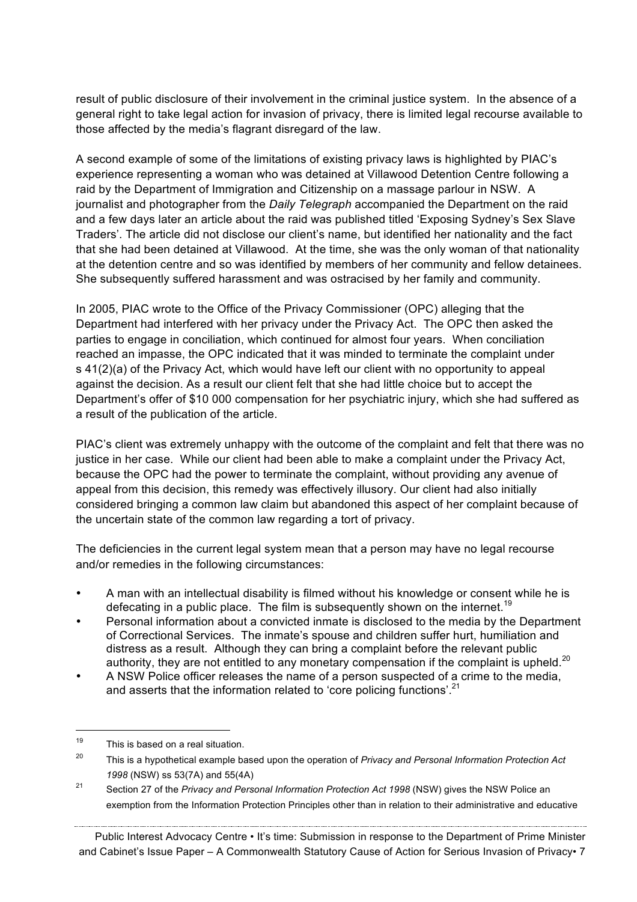result of public disclosure of their involvement in the criminal justice system. In the absence of a general right to take legal action for invasion of privacy, there is limited legal recourse available to those affected by the media's flagrant disregard of the law.

A second example of some of the limitations of existing privacy laws is highlighted by PIAC's experience representing a woman who was detained at Villawood Detention Centre following a raid by the Department of Immigration and Citizenship on a massage parlour in NSW. A journalist and photographer from the *Daily Telegraph* accompanied the Department on the raid and a few days later an article about the raid was published titled 'Exposing Sydney's Sex Slave Traders'. The article did not disclose our client's name, but identified her nationality and the fact that she had been detained at Villawood. At the time, she was the only woman of that nationality at the detention centre and so was identified by members of her community and fellow detainees. She subsequently suffered harassment and was ostracised by her family and community.

In 2005, PIAC wrote to the Office of the Privacy Commissioner (OPC) alleging that the Department had interfered with her privacy under the Privacy Act. The OPC then asked the parties to engage in conciliation, which continued for almost four years. When conciliation reached an impasse, the OPC indicated that it was minded to terminate the complaint under s 41(2)(a) of the Privacy Act, which would have left our client with no opportunity to appeal against the decision. As a result our client felt that she had little choice but to accept the Department's offer of $10 000 compensation for her psychiatric injury, which she had suffered as a result of the publication of the article.

PIAC's client was extremely unhappy with the outcome of the complaint and felt that there was no justice in her case. While our client had been able to make a complaint under the Privacy Act, because the OPC had the power to terminate the complaint, without providing any avenue of appeal from this decision, this remedy was effectively illusory. Our client had also initially considered bringing a common law claim but abandoned this aspect of her complaint because of the uncertain state of the common law regarding a tort of privacy.

The deficiencies in the current legal system mean that a person may have no legal recourse and/or remedies in the following circumstances:

- A man with an intellectual disability is filmed without his knowledge or consent while he is defecating in a public place. The film is subsequently shown on the internet.[19]
- Personal information about a convicted inmate is disclosed to the media by the Department of Correctional Services. The inmate's spouse and children suffer hurt, humiliation and distress as a result. Although they can bring a complaint before the relevant public authority, they are not entitled to any monetary compensation if the complaint is upheld.[20]
- A NSW Police officer releases the name of a person suspected of a crime to the media, and asserts that the information related to 'core policing functions'.[21]

---

[19] This is based on a real situation.

[20] This is a hypothetical example based upon the operation of *Privacy and Personal Information Protection Act 1998* (NSW) ss 53(7A) and 55(4A)

[21] Section 27 of the *Privacy and Personal Information Protection Act 1998* (NSW) gives the NSW Police an exemption from the Information Protection Principles other than in relation to their administrative and educative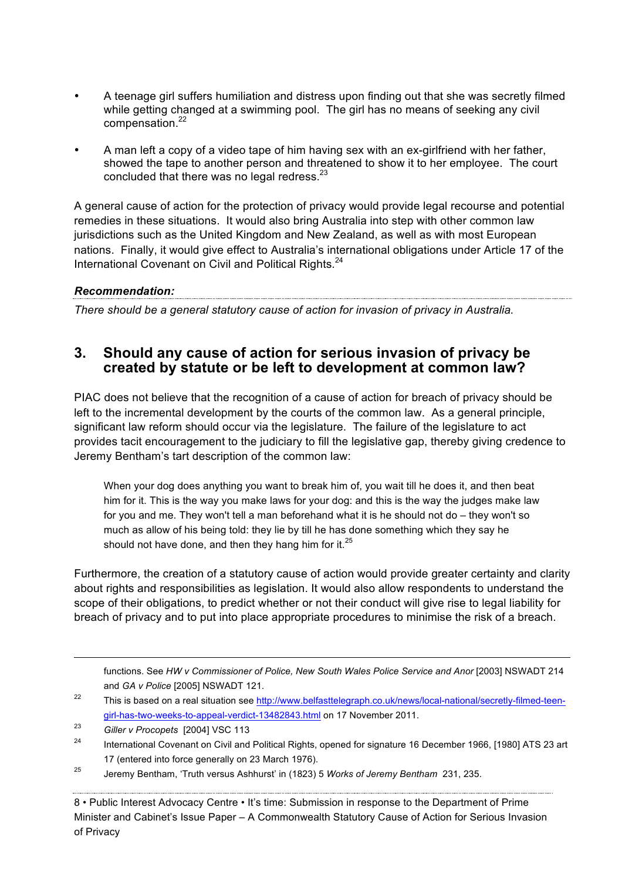- A teenage girl suffers humiliation and distress upon finding out that she was secretly filmed while getting changed at a swimming pool. The girl has no means of seeking any civil compensation.[22]
- A man left a copy of a video tape of him having sex with an ex-girlfriend with her father, showed the tape to another person and threatened to show it to her employee. The court concluded that there was no legal redress.[23]

A general cause of action for the protection of privacy would provide legal recourse and potential remedies in these situations. It would also bring Australia into step with other common law jurisdictions such as the United Kingdom and New Zealand, as well as with most European nations. Finally, it would give effect to Australia's international obligations under Article 17 of the International Covenant on Civil and Political Rights.[24]

***Recommendation:***

*There should be a general statutory cause of action for invasion of privacy in Australia.*

## 3. Should any cause of action for serious invasion of privacy be created by statute or be left to development at common law?

PIAC does not believe that the recognition of a cause of action for breach of privacy should be left to the incremental development by the courts of the common law. As a general principle, significant law reform should occur via the legislature. The failure of the legislature to act provides tacit encouragement to the judiciary to fill the legislative gap, thereby giving credence to Jeremy Bentham's tart description of the common law:

> When your dog does anything you want to break him of, you wait till he does it, and then beat him for it. This is the way you make laws for your dog: and this is the way the judges make law for you and me. They won't tell a man beforehand what it is he should not do – they won't so much as allow of his being told: they lie by till he has done something which they say he should not have done, and then they hang him for it.[25]

Furthermore, the creation of a statutory cause of action would provide greater certainty and clarity about rights and responsibilities as legislation. It would also allow respondents to understand the scope of their obligations, to predict whether or not their conduct will give rise to legal liability for breach of privacy and to put into place appropriate procedures to minimise the risk of a breach.

---

functions. See *HW v Commissioner of Police, New South Wales Police Service and Anor* [2003] NSWADT 214 and *GA v Police* [2005] NSWADT 121.

[22] This is based on a real situation see http://www.belfasttelegraph.co.uk/news/local-national/secretly-filmed-teen-girl-has-two-weeks-to-appeal-verdict-13482843.html on 17 November 2011.

[23] *Giller v Procopets* [2004] VSC 113

[24] International Covenant on Civil and Political Rights, opened for signature 16 December 1966, [1980] ATS 23 art 17 (entered into force generally on 23 March 1976).

[25] Jeremy Bentham, 'Truth versus Ashhurst' in (1823) 5 *Works of Jeremy Bentham* 231, 235.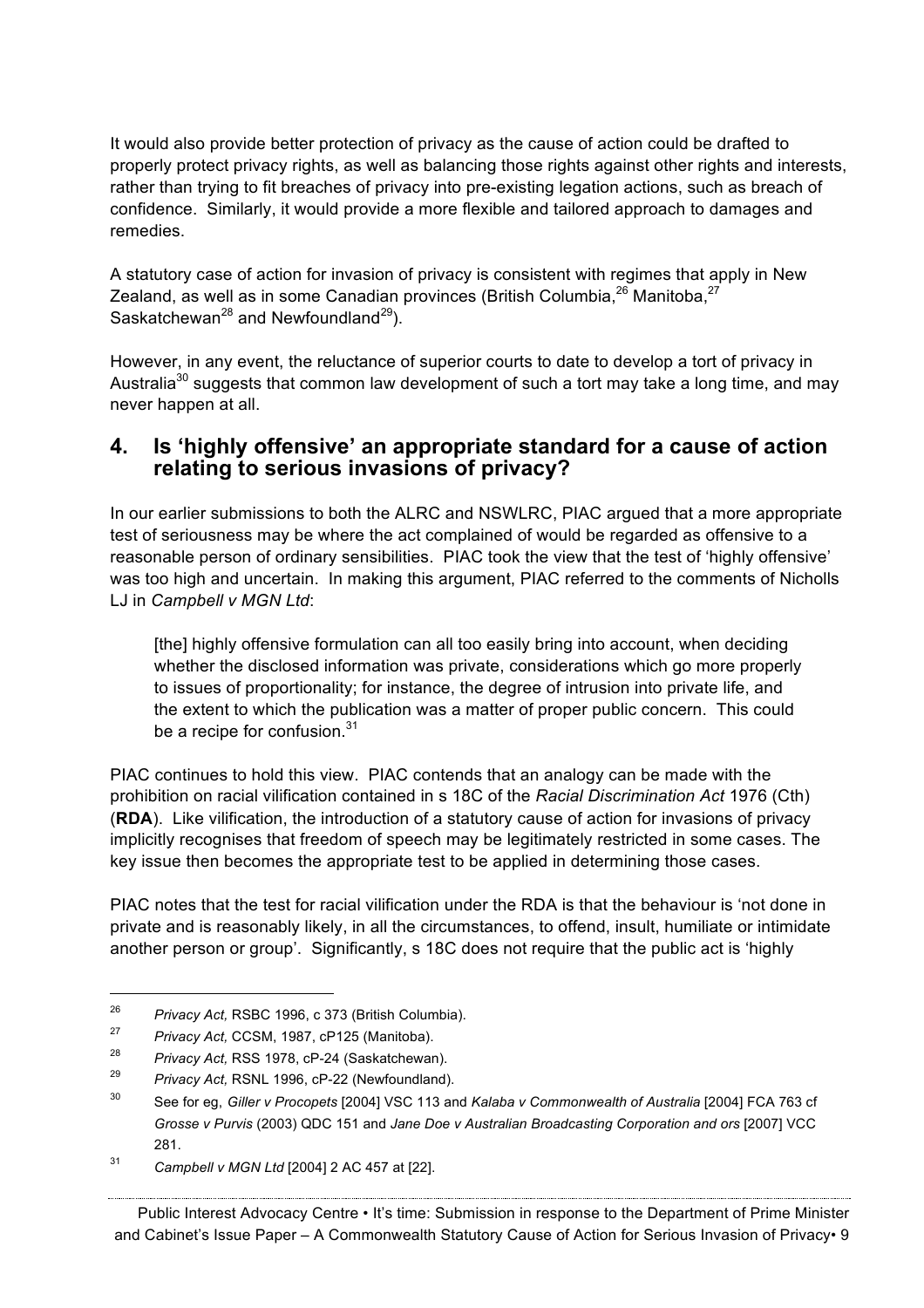It would also provide better protection of privacy as the cause of action could be drafted to properly protect privacy rights, as well as balancing those rights against other rights and interests, rather than trying to fit breaches of privacy into pre-existing legation actions, such as breach of confidence. Similarly, it would provide a more flexible and tailored approach to damages and remedies.

A statutory case of action for invasion of privacy is consistent with regimes that apply in New Zealand, as well as in some Canadian provinces (British Columbia,[26] Manitoba,[27] Saskatchewan[28] and Newfoundland[29]).

However, in any event, the reluctance of superior courts to date to develop a tort of privacy in Australia[30] suggests that common law development of such a tort may take a long time, and may never happen at all.

## 4. Is 'highly offensive' an appropriate standard for a cause of action relating to serious invasions of privacy?

In our earlier submissions to both the ALRC and NSWLRC, PIAC argued that a more appropriate test of seriousness may be where the act complained of would be regarded as offensive to a reasonable person of ordinary sensibilities. PIAC took the view that the test of 'highly offensive' was too high and uncertain. In making this argument, PIAC referred to the comments of Nicholls LJ in *Campbell v MGN Ltd*:

> [the] highly offensive formulation can all too easily bring into account, when deciding whether the disclosed information was private, considerations which go more properly to issues of proportionality; for instance, the degree of intrusion into private life, and the extent to which the publication was a matter of proper public concern. This could be a recipe for confusion.[31]

PIAC continues to hold this view. PIAC contends that an analogy can be made with the prohibition on racial vilification contained in s 18C of the *Racial Discrimination Act* 1976 (Cth) (**RDA**). Like vilification, the introduction of a statutory cause of action for invasions of privacy implicitly recognises that freedom of speech may be legitimately restricted in some cases. The key issue then becomes the appropriate test to be applied in determining those cases.

PIAC notes that the test for racial vilification under the RDA is that the behaviour is 'not done in private and is reasonably likely, in all the circumstances, to offend, insult, humiliate or intimidate another person or group'. Significantly, s 18C does not require that the public act is 'highly

---

[26] *Privacy Act,* RSBC 1996, c 373 (British Columbia).

[27] *Privacy Act,* CCSM, 1987, cP125 (Manitoba).

[28] *Privacy Act,* RSS 1978, cP-24 (Saskatchewan).

[29] *Privacy Act,* RSNL 1996, cP-22 (Newfoundland).

[30] See for eg, *Giller v Procopets* [2004] VSC 113 and *Kalaba v Commonwealth of Australia* [2004] FCA 763 cf *Grosse v Purvis* (2003) QDC 151 and *Jane Doe v Australian Broadcasting Corporation and ors* [2007] VCC 281.

[31] *Campbell v MGN Ltd* [2004] 2 AC 457 at [22].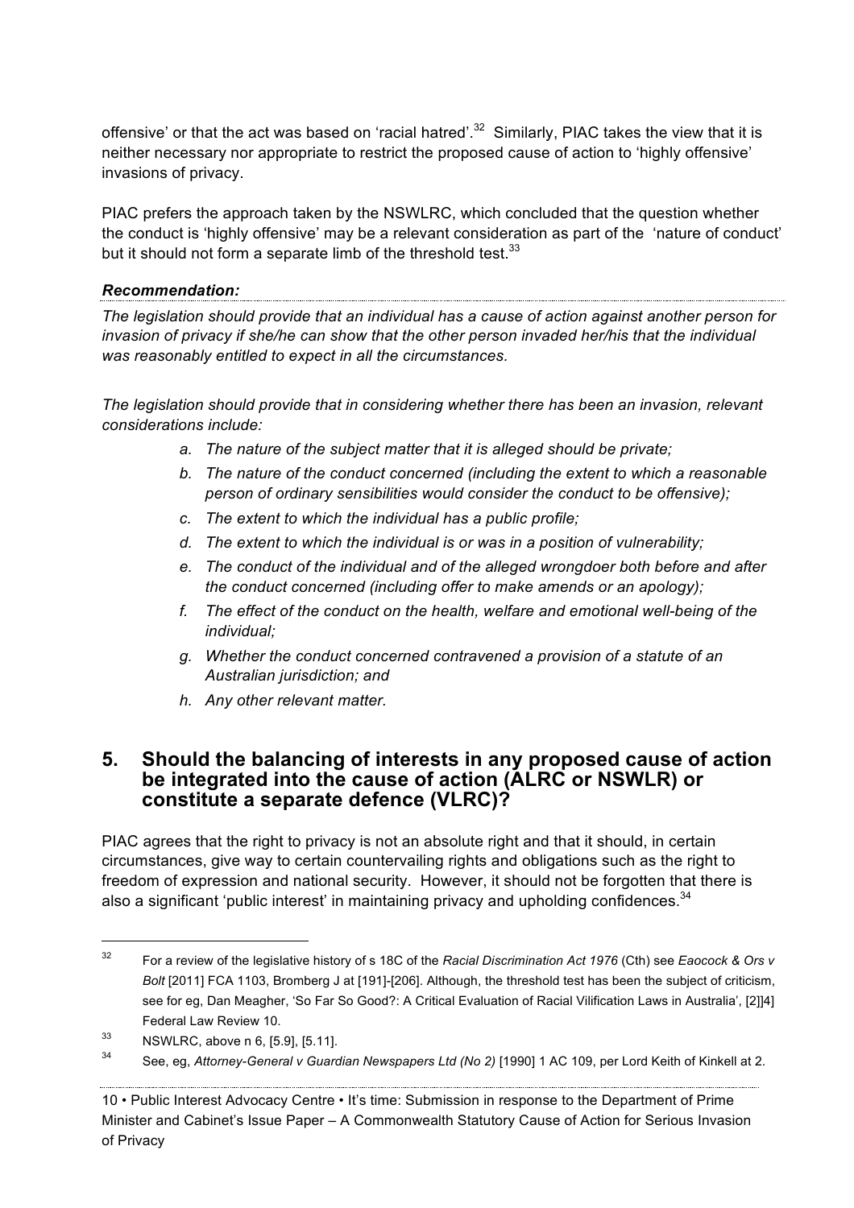offensive' or that the act was based on 'racial hatred'.[32] Similarly, PIAC takes the view that it is neither necessary nor appropriate to restrict the proposed cause of action to 'highly offensive' invasions of privacy.

PIAC prefers the approach taken by the NSWLRC, which concluded that the question whether the conduct is 'highly offensive' may be a relevant consideration as part of the 'nature of conduct' but it should not form a separate limb of the threshold test.[33]

***Recommendation:***

*The legislation should provide that an individual has a cause of action against another person for invasion of privacy if she/he can show that the other person invaded her/his that the individual was reasonably entitled to expect in all the circumstances.*

*The legislation should provide that in considering whether there has been an invasion, relevant considerations include:*

- *a. The nature of the subject matter that it is alleged should be private;*
- *b. The nature of the conduct concerned (including the extent to which a reasonable person of ordinary sensibilities would consider the conduct to be offensive);*
- *c. The extent to which the individual has a public profile;*
- *d. The extent to which the individual is or was in a position of vulnerability;*
- *e. The conduct of the individual and of the alleged wrongdoer both before and after the conduct concerned (including offer to make amends or an apology);*
- *f. The effect of the conduct on the health, welfare and emotional well-being of the individual;*
- *g. Whether the conduct concerned contravened a provision of a statute of an Australian jurisdiction; and*
- *h. Any other relevant matter.*

## 5. Should the balancing of interests in any proposed cause of action be integrated into the cause of action (ALRC or NSWLR) or constitute a separate defence (VLRC)?

PIAC agrees that the right to privacy is not an absolute right and that it should, in certain circumstances, give way to certain countervailing rights and obligations such as the right to freedom of expression and national security. However, it should not be forgotten that there is also a significant 'public interest' in maintaining privacy and upholding confidences.[34]

---

[32] For a review of the legislative history of s 18C of the *Racial Discrimination Act 1976* (Cth) see *Eaocock & Ors v Bolt* [2011] FCA 1103, Bromberg J at [191]-[206]. Although, the threshold test has been the subject of criticism, see for eg, Dan Meagher, 'So Far So Good?: A Critical Evaluation of Racial Vilification Laws in Australia', [2]]4] Federal Law Review 10.

[33] NSWLRC, above n 6, [5.9], [5.11].

[34] See, eg, *Attorney-General v Guardian Newspapers Ltd (No 2)* [1990] 1 AC 109, per Lord Keith of Kinkell at 2.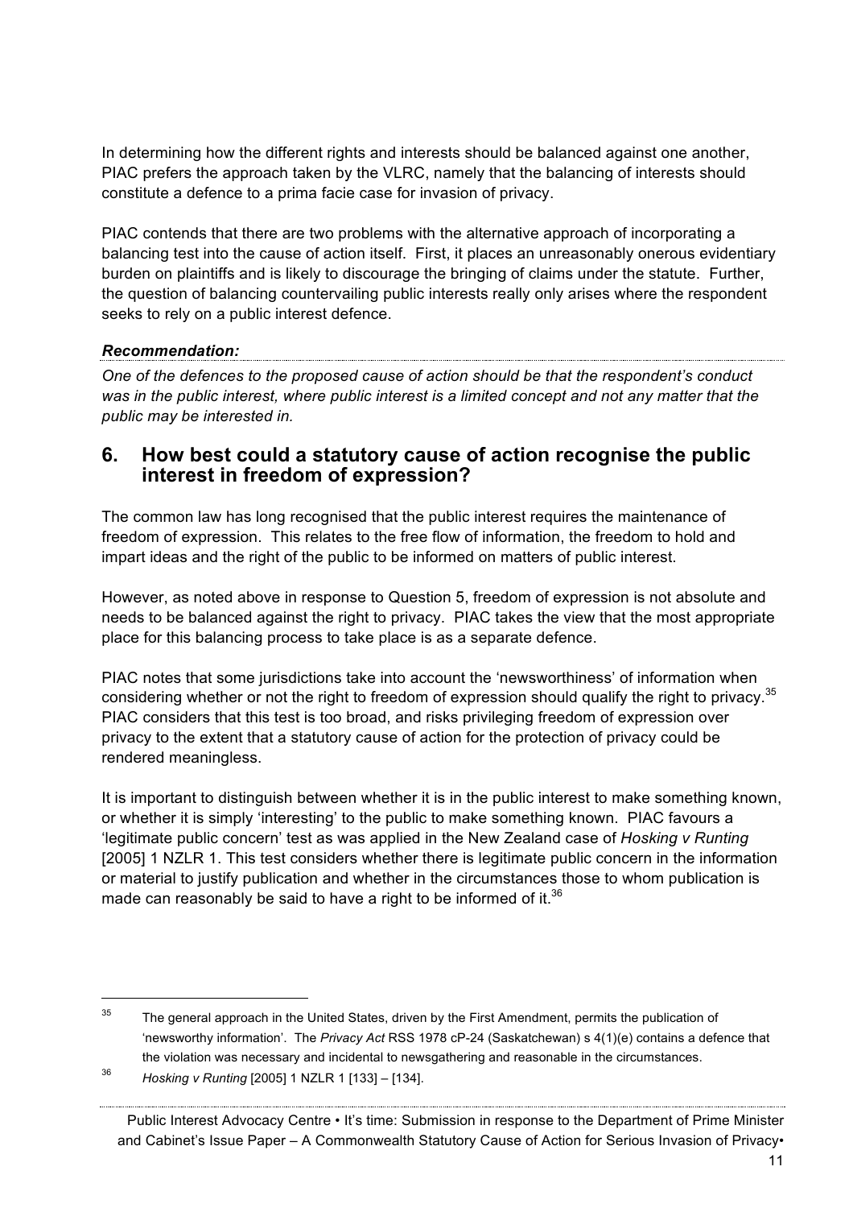In determining how the different rights and interests should be balanced against one another, PIAC prefers the approach taken by the VLRC, namely that the balancing of interests should constitute a defence to a prima facie case for invasion of privacy.

PIAC contends that there are two problems with the alternative approach of incorporating a balancing test into the cause of action itself. First, it places an unreasonably onerous evidentiary burden on plaintiffs and is likely to discourage the bringing of claims under the statute. Further, the question of balancing countervailing public interests really only arises where the respondent seeks to rely on a public interest defence.

***Recommendation:***

*One of the defences to the proposed cause of action should be that the respondent's conduct was in the public interest, where public interest is a limited concept and not any matter that the public may be interested in.*

## 6. How best could a statutory cause of action recognise the public interest in freedom of expression?

The common law has long recognised that the public interest requires the maintenance of freedom of expression. This relates to the free flow of information, the freedom to hold and impart ideas and the right of the public to be informed on matters of public interest.

However, as noted above in response to Question 5, freedom of expression is not absolute and needs to be balanced against the right to privacy. PIAC takes the view that the most appropriate place for this balancing process to take place is as a separate defence.

PIAC notes that some jurisdictions take into account the 'newsworthiness' of information when considering whether or not the right to freedom of expression should qualify the right to privacy.[35] PIAC considers that this test is too broad, and risks privileging freedom of expression over privacy to the extent that a statutory cause of action for the protection of privacy could be rendered meaningless.

It is important to distinguish between whether it is in the public interest to make something known, or whether it is simply 'interesting' to the public to make something known. PIAC favours a 'legitimate public concern' test as was applied in the New Zealand case of *Hosking v Runting* [2005] 1 NZLR 1. This test considers whether there is legitimate public concern in the information or material to justify publication and whether in the circumstances those to whom publication is made can reasonably be said to have a right to be informed of it.[36]

---

[35] The general approach in the United States, driven by the First Amendment, permits the publication of 'newsworthy information'. The *Privacy Act* RSS 1978 cP-24 (Saskatchewan) s 4(1)(e) contains a defence that the violation was necessary and incidental to newsgathering and reasonable in the circumstances.

[36] *Hosking v Runting* [2005] 1 NZLR 1 [133] – [134].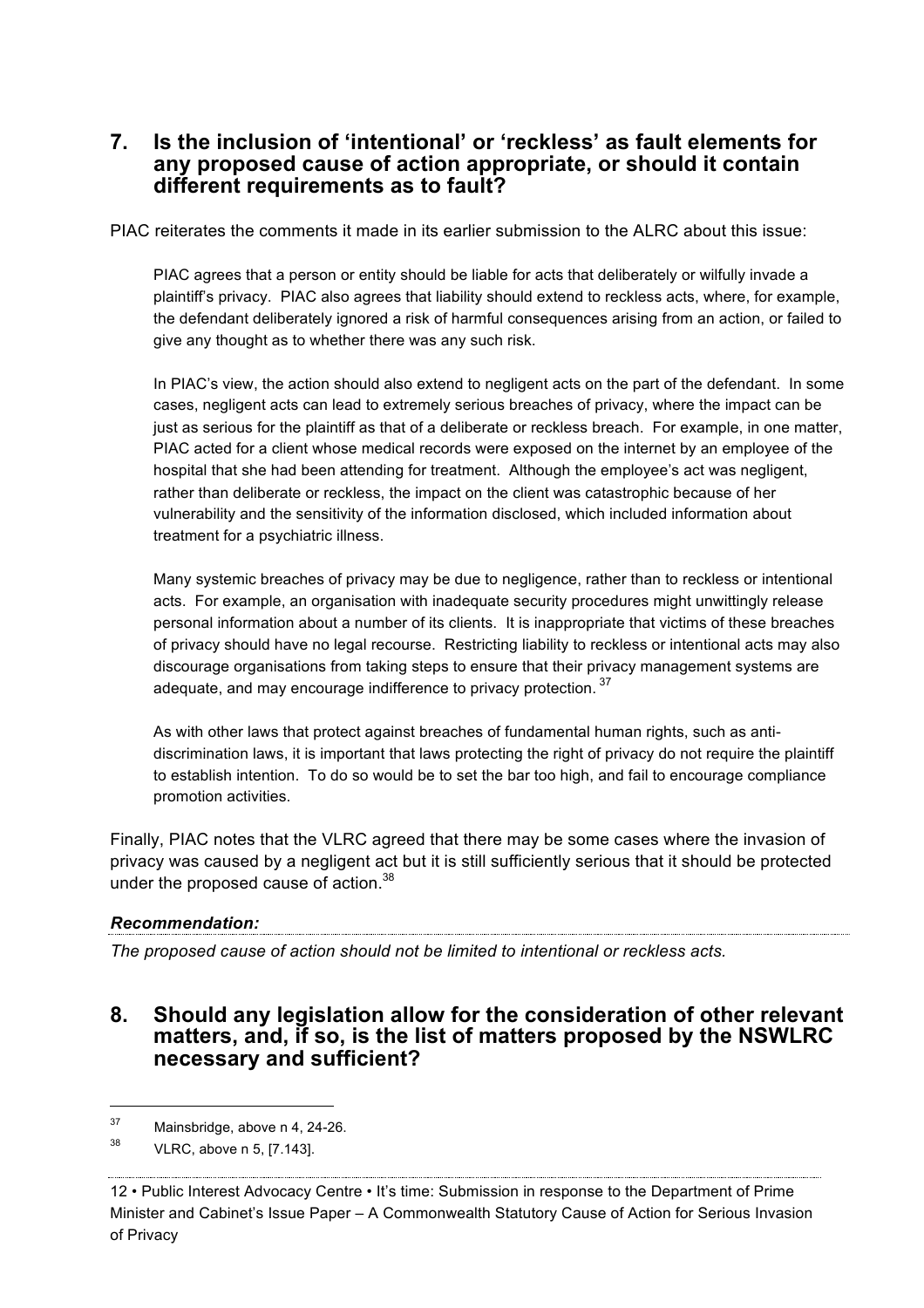## 7. Is the inclusion of 'intentional' or 'reckless' as fault elements for any proposed cause of action appropriate, or should it contain different requirements as to fault?

PIAC reiterates the comments it made in its earlier submission to the ALRC about this issue:

> PIAC agrees that a person or entity should be liable for acts that deliberately or wilfully invade a plaintiff's privacy. PIAC also agrees that liability should extend to reckless acts, where, for example, the defendant deliberately ignored a risk of harmful consequences arising from an action, or failed to give any thought as to whether there was any such risk.
>
> In PIAC's view, the action should also extend to negligent acts on the part of the defendant. In some cases, negligent acts can lead to extremely serious breaches of privacy, where the impact can be just as serious for the plaintiff as that of a deliberate or reckless breach. For example, in one matter, PIAC acted for a client whose medical records were exposed on the internet by an employee of the hospital that she had been attending for treatment. Although the employee's act was negligent, rather than deliberate or reckless, the impact on the client was catastrophic because of her vulnerability and the sensitivity of the information disclosed, which included information about treatment for a psychiatric illness.
>
> Many systemic breaches of privacy may be due to negligence, rather than to reckless or intentional acts. For example, an organisation with inadequate security procedures might unwittingly release personal information about a number of its clients. It is inappropriate that victims of these breaches of privacy should have no legal recourse. Restricting liability to reckless or intentional acts may also discourage organisations from taking steps to ensure that their privacy management systems are adequate, and may encourage indifference to privacy protection.[37]
>
> As with other laws that protect against breaches of fundamental human rights, such as anti-discrimination laws, it is important that laws protecting the right of privacy do not require the plaintiff to establish intention. To do so would be to set the bar too high, and fail to encourage compliance promotion activities.

Finally, PIAC notes that the VLRC agreed that there may be some cases where the invasion of privacy was caused by a negligent act but it is still sufficiently serious that it should be protected under the proposed cause of action.[38]

***Recommendation:***

*The proposed cause of action should not be limited to intentional or reckless acts.*

## 8. Should any legislation allow for the consideration of other relevant matters, and, if so, is the list of matters proposed by the NSWLRC necessary and sufficient?

---

[37] Mainsbridge, above n 4, 24-26.

[38] VLRC, above n 5, [7.143].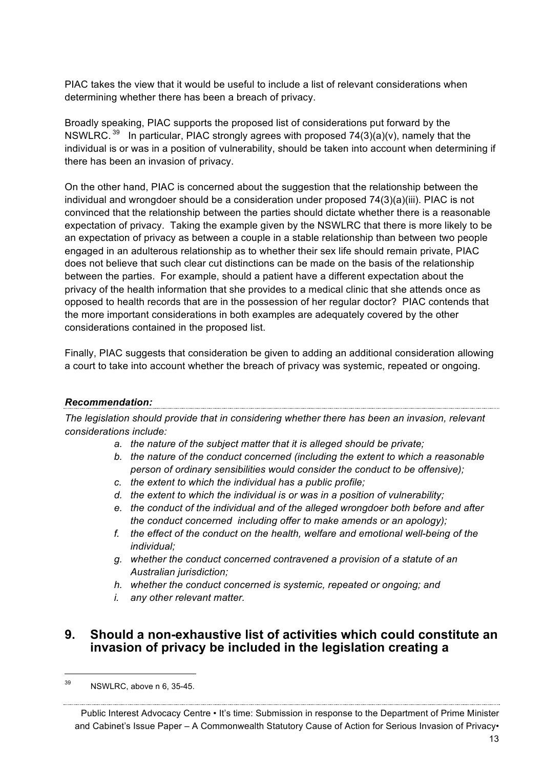PIAC takes the view that it would be useful to include a list of relevant considerations when determining whether there has been a breach of privacy.

Broadly speaking, PIAC supports the proposed list of considerations put forward by the NSWLRC.[39] In particular, PIAC strongly agrees with proposed 74(3)(a)(v), namely that the individual is or was in a position of vulnerability, should be taken into account when determining if there has been an invasion of privacy.

On the other hand, PIAC is concerned about the suggestion that the relationship between the individual and wrongdoer should be a consideration under proposed 74(3)(a)(iii). PIAC is not convinced that the relationship between the parties should dictate whether there is a reasonable expectation of privacy. Taking the example given by the NSWLRC that there is more likely to be an expectation of privacy as between a couple in a stable relationship than between two people engaged in an adulterous relationship as to whether their sex life should remain private, PIAC does not believe that such clear cut distinctions can be made on the basis of the relationship between the parties. For example, should a patient have a different expectation about the privacy of the health information that she provides to a medical clinic that she attends once as opposed to health records that are in the possession of her regular doctor? PIAC contends that the more important considerations in both examples are adequately covered by the other considerations contained in the proposed list.

Finally, PIAC suggests that consideration be given to adding an additional consideration allowing a court to take into account whether the breach of privacy was systemic, repeated or ongoing.

***Recommendation:***

*The legislation should provide that in considering whether there has been an invasion, relevant considerations include:*

- *a. the nature of the subject matter that it is alleged should be private;*
- *b. the nature of the conduct concerned (including the extent to which a reasonable person of ordinary sensibilities would consider the conduct to be offensive);*
- *c. the extent to which the individual has a public profile;*
- *d. the extent to which the individual is or was in a position of vulnerability;*
- *e. the conduct of the individual and of the alleged wrongdoer both before and after the conduct concerned including offer to make amends or an apology);*
- *f. the effect of the conduct on the health, welfare and emotional well-being of the individual;*
- *g. whether the conduct concerned contravened a provision of a statute of an Australian jurisdiction;*
- *h. whether the conduct concerned is systemic, repeated or ongoing; and*
- *i. any other relevant matter.*

## 9. Should a non-exhaustive list of activities which could constitute an invasion of privacy be included in the legislation creating a

[39] NSWLRC, above n 6, 35-45.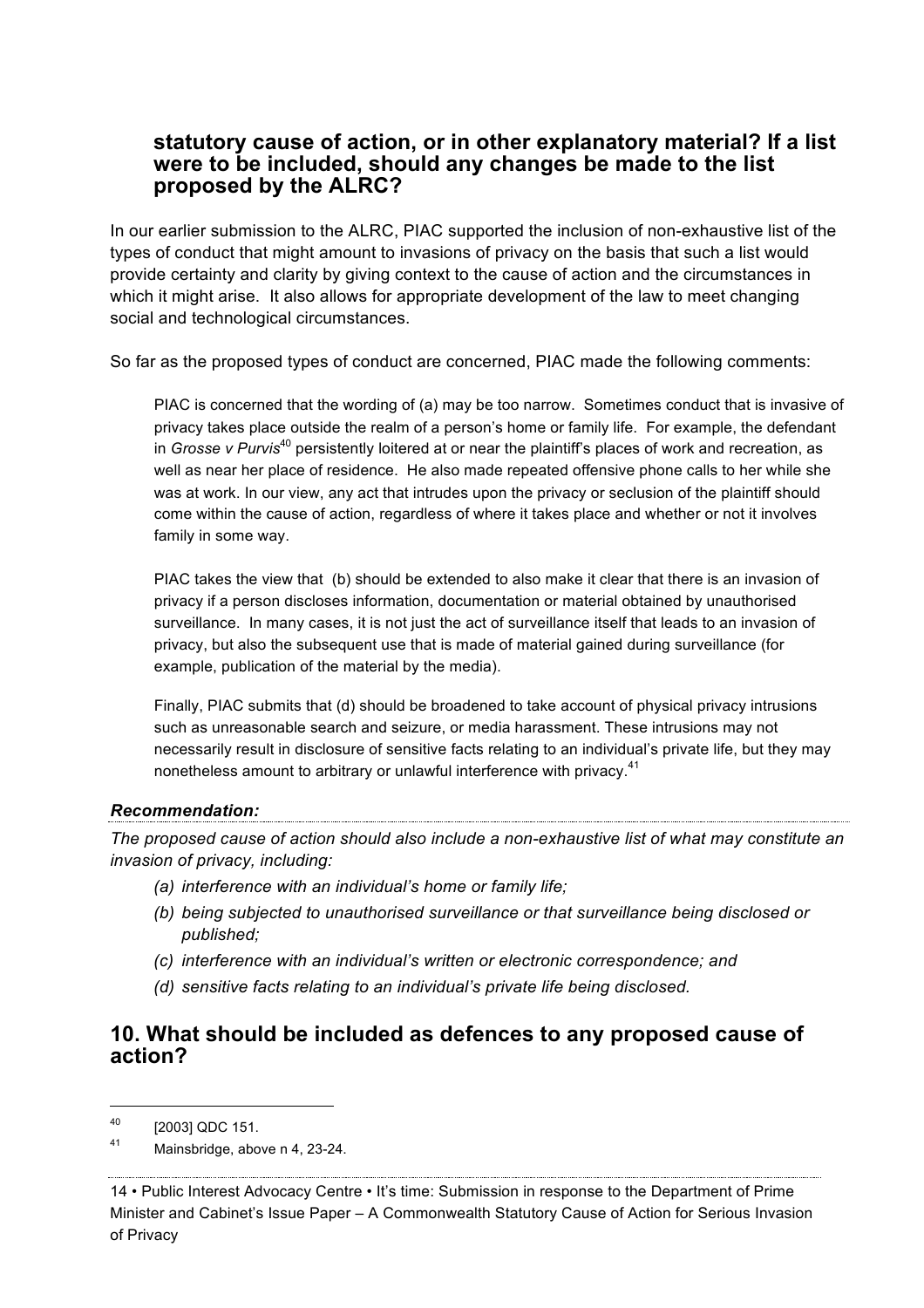**statutory cause of action, or in other explanatory material? If a list were to be included, should any changes be made to the list proposed by the ALRC?**

In our earlier submission to the ALRC, PIAC supported the inclusion of non-exhaustive list of the types of conduct that might amount to invasions of privacy on the basis that such a list would provide certainty and clarity by giving context to the cause of action and the circumstances in which it might arise. It also allows for appropriate development of the law to meet changing social and technological circumstances.

So far as the proposed types of conduct are concerned, PIAC made the following comments:

> PIAC is concerned that the wording of (a) may be too narrow. Sometimes conduct that is invasive of privacy takes place outside the realm of a person's home or family life. For example, the defendant in *Grosse v Purvis*[40] persistently loitered at or near the plaintiff's places of work and recreation, as well as near her place of residence. He also made repeated offensive phone calls to her while she was at work. In our view, any act that intrudes upon the privacy or seclusion of the plaintiff should come within the cause of action, regardless of where it takes place and whether or not it involves family in some way.
>
> PIAC takes the view that (b) should be extended to also make it clear that there is an invasion of privacy if a person discloses information, documentation or material obtained by unauthorised surveillance. In many cases, it is not just the act of surveillance itself that leads to an invasion of privacy, but also the subsequent use that is made of material gained during surveillance (for example, publication of the material by the media).
>
> Finally, PIAC submits that (d) should be broadened to take account of physical privacy intrusions such as unreasonable search and seizure, or media harassment. These intrusions may not necessarily result in disclosure of sensitive facts relating to an individual's private life, but they may nonetheless amount to arbitrary or unlawful interference with privacy.[41]

***Recommendation:***

*The proposed cause of action should also include a non-exhaustive list of what may constitute an invasion of privacy, including:*

*(a) interference with an individual's home or family life;*

*(b) being subjected to unauthorised surveillance or that surveillance being disclosed or published;*

*(c) interference with an individual's written or electronic correspondence; and*

*(d) sensitive facts relating to an individual's private life being disclosed.*

## 10. What should be included as defences to any proposed cause of action?

---

[40] [2003] QDC 151.

[41] Mainsbridge, above n 4, 23-24.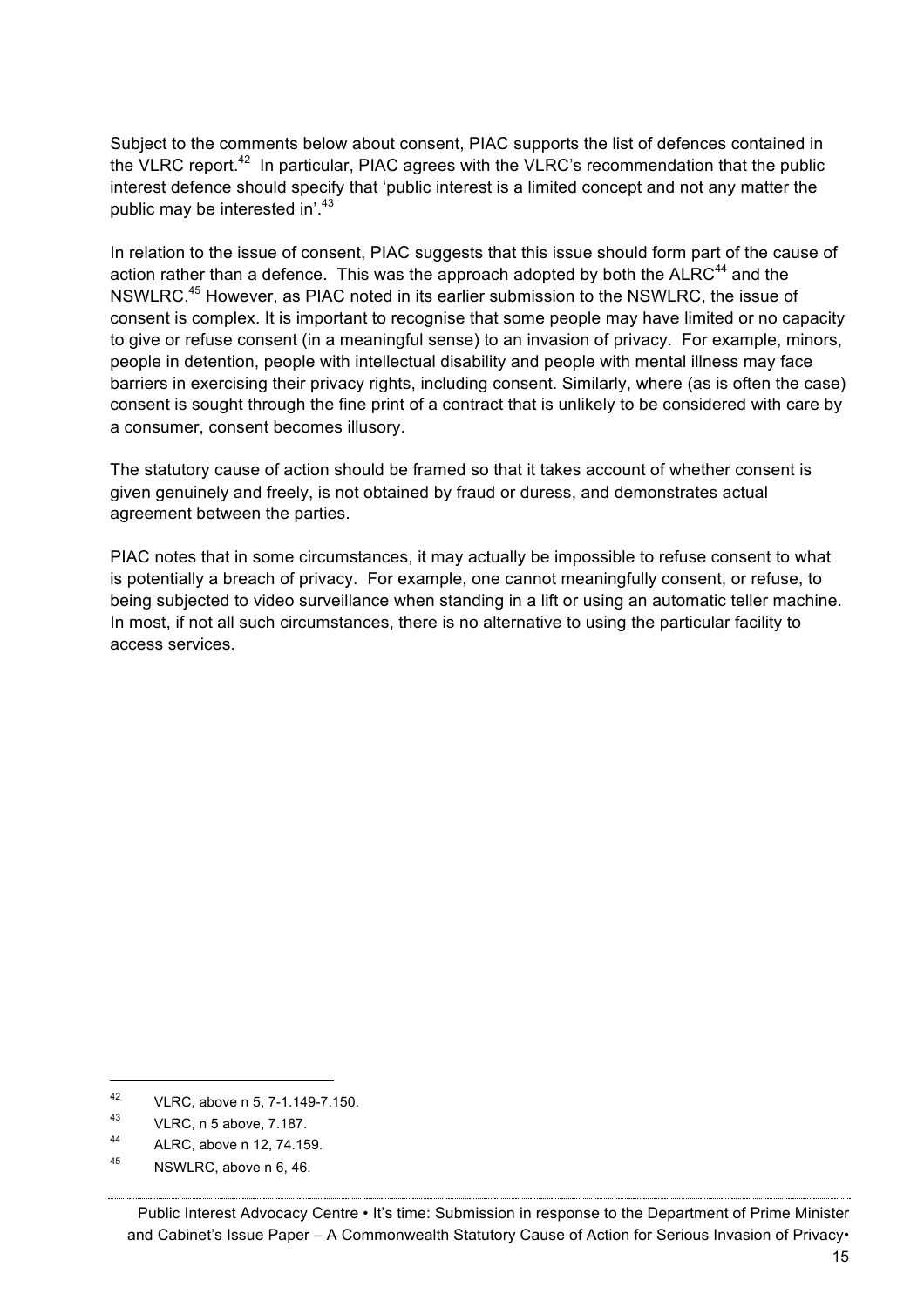Subject to the comments below about consent, PIAC supports the list of defences contained in the VLRC report.[42] In particular, PIAC agrees with the VLRC's recommendation that the public interest defence should specify that 'public interest is a limited concept and not any matter the public may be interested in'.[43]

In relation to the issue of consent, PIAC suggests that this issue should form part of the cause of action rather than a defence. This was the approach adopted by both the ALRC[44] and the NSWLRC.[45] However, as PIAC noted in its earlier submission to the NSWLRC, the issue of consent is complex. It is important to recognise that some people may have limited or no capacity to give or refuse consent (in a meaningful sense) to an invasion of privacy. For example, minors, people in detention, people with intellectual disability and people with mental illness may face barriers in exercising their privacy rights, including consent. Similarly, where (as is often the case) consent is sought through the fine print of a contract that is unlikely to be considered with care by a consumer, consent becomes illusory.

The statutory cause of action should be framed so that it takes account of whether consent is given genuinely and freely, is not obtained by fraud or duress, and demonstrates actual agreement between the parties.

PIAC notes that in some circumstances, it may actually be impossible to refuse consent to what is potentially a breach of privacy. For example, one cannot meaningfully consent, or refuse, to being subjected to video surveillance when standing in a lift or using an automatic teller machine. In most, if not all such circumstances, there is no alternative to using the particular facility to access services.

---

[42] VLRC, above n 5, 7-1.149-7.150.

[43] VLRC, n 5 above, 7.187.

[44] ALRC, above n 12, 74.159.

[45] NSWLRC, above n 6, 46.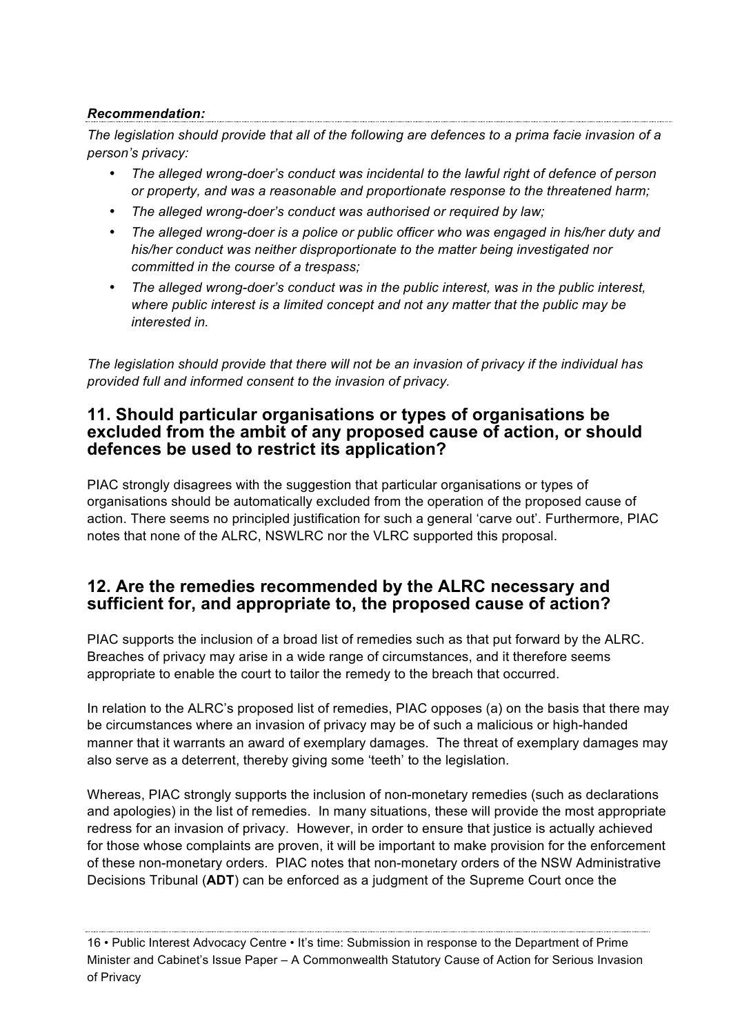***Recommendation:***

*The legislation should provide that all of the following are defences to a prima facie invasion of a person's privacy:*

- *The alleged wrong-doer's conduct was incidental to the lawful right of defence of person or property, and was a reasonable and proportionate response to the threatened harm;*
- *The alleged wrong-doer's conduct was authorised or required by law;*
- *The alleged wrong-doer is a police or public officer who was engaged in his/her duty and his/her conduct was neither disproportionate to the matter being investigated nor committed in the course of a trespass;*
- *The alleged wrong-doer's conduct was in the public interest, was in the public interest, where public interest is a limited concept and not any matter that the public may be interested in.*

*The legislation should provide that there will not be an invasion of privacy if the individual has provided full and informed consent to the invasion of privacy.*

## 11. Should particular organisations or types of organisations be excluded from the ambit of any proposed cause of action, or should defences be used to restrict its application?

PIAC strongly disagrees with the suggestion that particular organisations or types of organisations should be automatically excluded from the operation of the proposed cause of action. There seems no principled justification for such a general 'carve out'. Furthermore, PIAC notes that none of the ALRC, NSWLRC nor the VLRC supported this proposal.

## 12. Are the remedies recommended by the ALRC necessary and sufficient for, and appropriate to, the proposed cause of action?

PIAC supports the inclusion of a broad list of remedies such as that put forward by the ALRC. Breaches of privacy may arise in a wide range of circumstances, and it therefore seems appropriate to enable the court to tailor the remedy to the breach that occurred.

In relation to the ALRC's proposed list of remedies, PIAC opposes (a) on the basis that there may be circumstances where an invasion of privacy may be of such a malicious or high-handed manner that it warrants an award of exemplary damages. The threat of exemplary damages may also serve as a deterrent, thereby giving some 'teeth' to the legislation.

Whereas, PIAC strongly supports the inclusion of non-monetary remedies (such as declarations and apologies) in the list of remedies. In many situations, these will provide the most appropriate redress for an invasion of privacy. However, in order to ensure that justice is actually achieved for those whose complaints are proven, it will be important to make provision for the enforcement of these non-monetary orders. PIAC notes that non-monetary orders of the NSW Administrative Decisions Tribunal (**ADT**) can be enforced as a judgment of the Supreme Court once the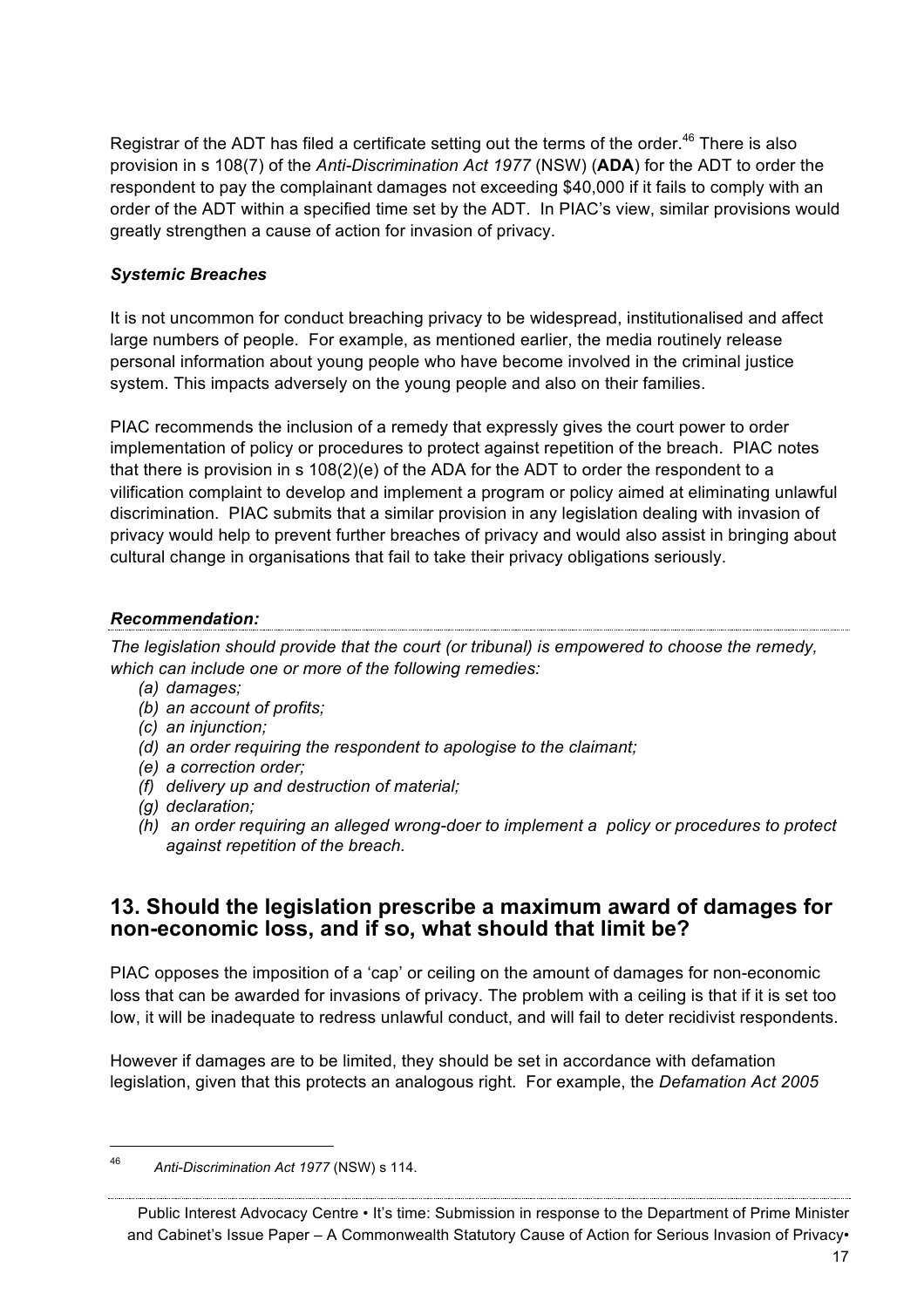Registrar of the ADT has filed a certificate setting out the terms of the order.[46] There is also provision in s 108(7) of the *Anti-Discrimination Act 1977* (NSW) (**ADA**) for the ADT to order the respondent to pay the complainant damages not exceeding $40,000 if it fails to comply with an order of the ADT within a specified time set by the ADT. In PIAC's view, similar provisions would greatly strengthen a cause of action for invasion of privacy.

***Systemic Breaches***

It is not uncommon for conduct breaching privacy to be widespread, institutionalised and affect large numbers of people. For example, as mentioned earlier, the media routinely release personal information about young people who have become involved in the criminal justice system. This impacts adversely on the young people and also on their families.

PIAC recommends the inclusion of a remedy that expressly gives the court power to order implementation of policy or procedures to protect against repetition of the breach. PIAC notes that there is provision in s 108(2)(e) of the ADA for the ADT to order the respondent to a vilification complaint to develop and implement a program or policy aimed at eliminating unlawful discrimination. PIAC submits that a similar provision in any legislation dealing with invasion of privacy would help to prevent further breaches of privacy and would also assist in bringing about cultural change in organisations that fail to take their privacy obligations seriously.

***Recommendation:***

*The legislation should provide that the court (or tribunal) is empowered to choose the remedy, which can include one or more of the following remedies:*

- *(a) damages;*
- *(b) an account of profits;*
- *(c) an injunction;*
- *(d) an order requiring the respondent to apologise to the claimant;*
- *(e) a correction order;*
- *(f) delivery up and destruction of material;*
- *(g) declaration;*
- *(h) an order requiring an alleged wrong-doer to implement a policy or procedures to protect against repetition of the breach.*

## 13. Should the legislation prescribe a maximum award of damages for non-economic loss, and if so, what should that limit be?

PIAC opposes the imposition of a 'cap' or ceiling on the amount of damages for non-economic loss that can be awarded for invasions of privacy. The problem with a ceiling is that if it is set too low, it will be inadequate to redress unlawful conduct, and will fail to deter recidivist respondents.

However if damages are to be limited, they should be set in accordance with defamation legislation, given that this protects an analogous right. For example, the *Defamation Act 2005*

---

[46] *Anti-Discrimination Act 1977* (NSW) s 114.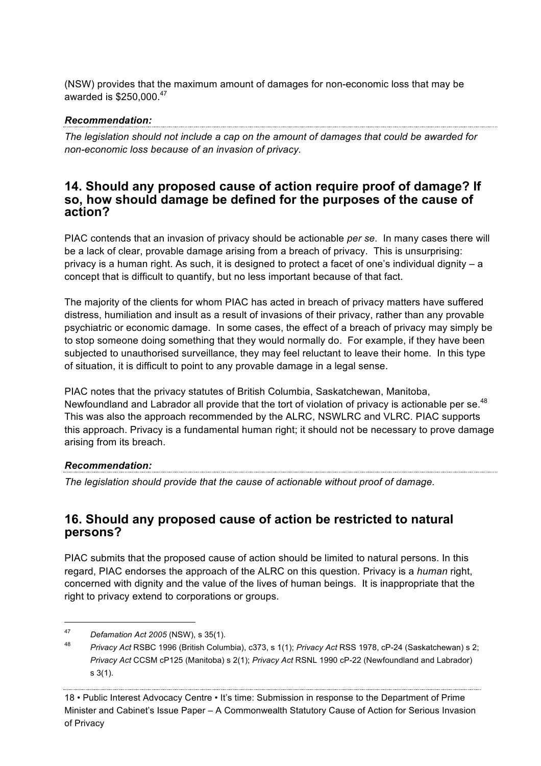(NSW) provides that the maximum amount of damages for non-economic loss that may be awarded is $250,000.[47]

***Recommendation:***

*The legislation should not include a cap on the amount of damages that could be awarded for non-economic loss because of an invasion of privacy.*

## 14. Should any proposed cause of action require proof of damage? If so, how should damage be defined for the purposes of the cause of action?

PIAC contends that an invasion of privacy should be actionable *per se*. In many cases there will be a lack of clear, provable damage arising from a breach of privacy. This is unsurprising: privacy is a human right. As such, it is designed to protect a facet of one's individual dignity – a concept that is difficult to quantify, but no less important because of that fact.

The majority of the clients for whom PIAC has acted in breach of privacy matters have suffered distress, humiliation and insult as a result of invasions of their privacy, rather than any provable psychiatric or economic damage. In some cases, the effect of a breach of privacy may simply be to stop someone doing something that they would normally do. For example, if they have been subjected to unauthorised surveillance, they may feel reluctant to leave their home. In this type of situation, it is difficult to point to any provable damage in a legal sense.

PIAC notes that the privacy statutes of British Columbia, Saskatchewan, Manitoba, Newfoundland and Labrador all provide that the tort of violation of privacy is actionable per se.[48] This was also the approach recommended by the ALRC, NSWLRC and VLRC. PIAC supports this approach. Privacy is a fundamental human right; it should not be necessary to prove damage arising from its breach.

***Recommendation:***

*The legislation should provide that the cause of actionable without proof of damage.*

## 16. Should any proposed cause of action be restricted to natural persons?

PIAC submits that the proposed cause of action should be limited to natural persons. In this regard, PIAC endorses the approach of the ALRC on this question. Privacy is a *human* right, concerned with dignity and the value of the lives of human beings. It is inappropriate that the right to privacy extend to corporations or groups.

---

[47] *Defamation Act 2005* (NSW), s 35(1).

[48] *Privacy Act* RSBC 1996 (British Columbia), c373, s 1(1); *Privacy Act* RSS 1978, cP-24 (Saskatchewan) s 2; *Privacy Act* CCSM cP125 (Manitoba) s 2(1); *Privacy Act* RSNL 1990 cP-22 (Newfoundland and Labrador) s 3(1).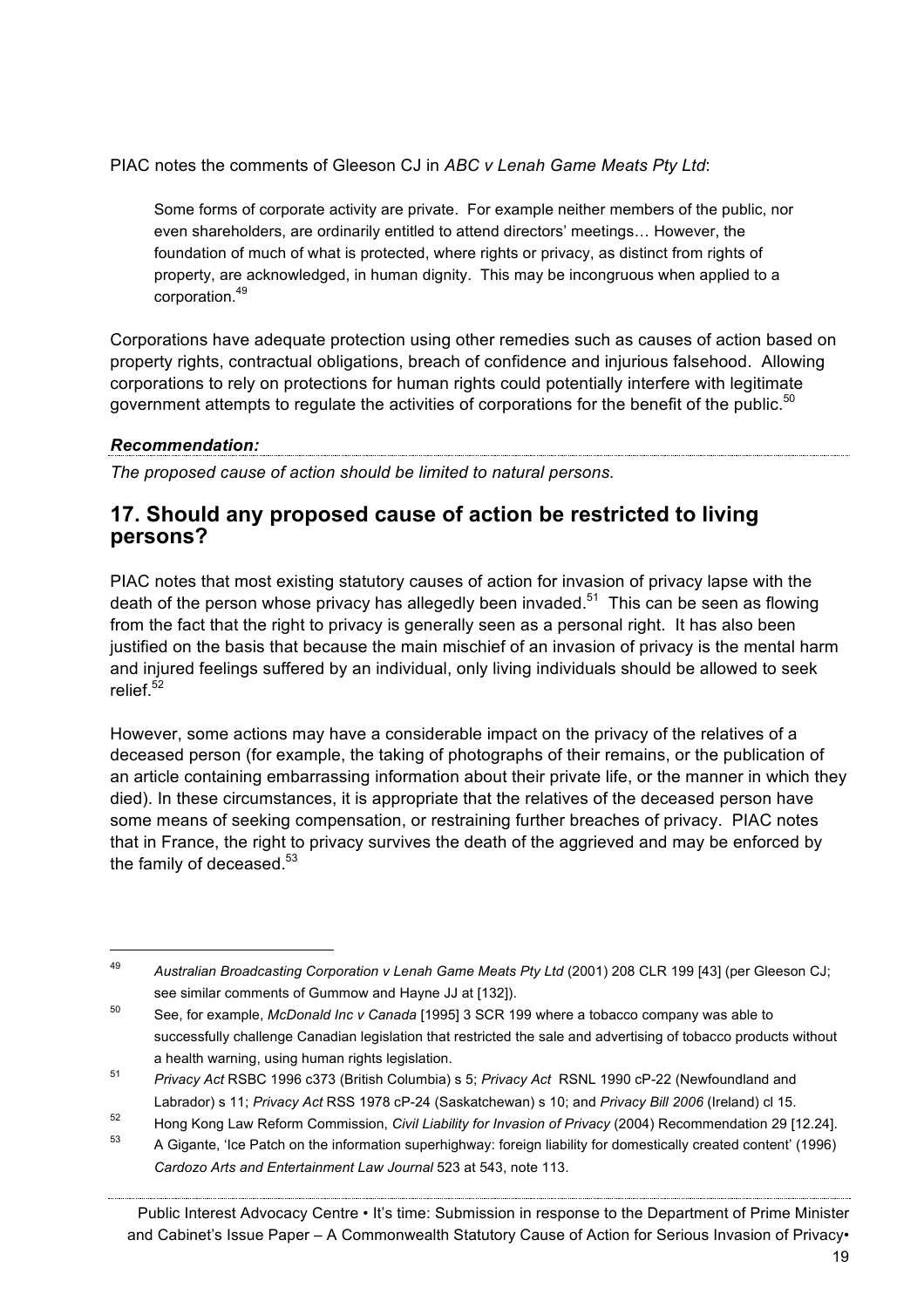PIAC notes the comments of Gleeson CJ in *ABC v Lenah Game Meats Pty Ltd*:

> Some forms of corporate activity are private. For example neither members of the public, nor even shareholders, are ordinarily entitled to attend directors' meetings… However, the foundation of much of what is protected, where rights or privacy, as distinct from rights of property, are acknowledged, in human dignity. This may be incongruous when applied to a corporation.[49]

Corporations have adequate protection using other remedies such as causes of action based on property rights, contractual obligations, breach of confidence and injurious falsehood. Allowing corporations to rely on protections for human rights could potentially interfere with legitimate government attempts to regulate the activities of corporations for the benefit of the public.[50]

***Recommendation:***

*The proposed cause of action should be limited to natural persons.*

## 17. Should any proposed cause of action be restricted to living persons?

PIAC notes that most existing statutory causes of action for invasion of privacy lapse with the death of the person whose privacy has allegedly been invaded.[51] This can be seen as flowing from the fact that the right to privacy is generally seen as a personal right. It has also been justified on the basis that because the main mischief of an invasion of privacy is the mental harm and injured feelings suffered by an individual, only living individuals should be allowed to seek relief.[52]

However, some actions may have a considerable impact on the privacy of the relatives of a deceased person (for example, the taking of photographs of their remains, or the publication of an article containing embarrassing information about their private life, or the manner in which they died). In these circumstances, it is appropriate that the relatives of the deceased person have some means of seeking compensation, or restraining further breaches of privacy. PIAC notes that in France, the right to privacy survives the death of the aggrieved and may be enforced by the family of deceased.[53]

---

[49] *Australian Broadcasting Corporation v Lenah Game Meats Pty Ltd* (2001) 208 CLR 199 [43] (per Gleeson CJ; see similar comments of Gummow and Hayne JJ at [132]).

[50] See, for example, *McDonald Inc v Canada* [1995] 3 SCR 199 where a tobacco company was able to successfully challenge Canadian legislation that restricted the sale and advertising of tobacco products without a health warning, using human rights legislation.

[51] *Privacy Act* RSBC 1996 c373 (British Columbia) s 5; *Privacy Act* RSNL 1990 cP-22 (Newfoundland and Labrador) s 11; *Privacy Act* RSS 1978 cP-24 (Saskatchewan) s 10; and *Privacy Bill 2006* (Ireland) cl 15.

[52] Hong Kong Law Reform Commission, *Civil Liability for Invasion of Privacy* (2004) Recommendation 29 [12.24].

[53] A Gigante, 'Ice Patch on the information superhighway: foreign liability for domestically created content' (1996) *Cardozo Arts and Entertainment Law Journal* 523 at 543, note 113.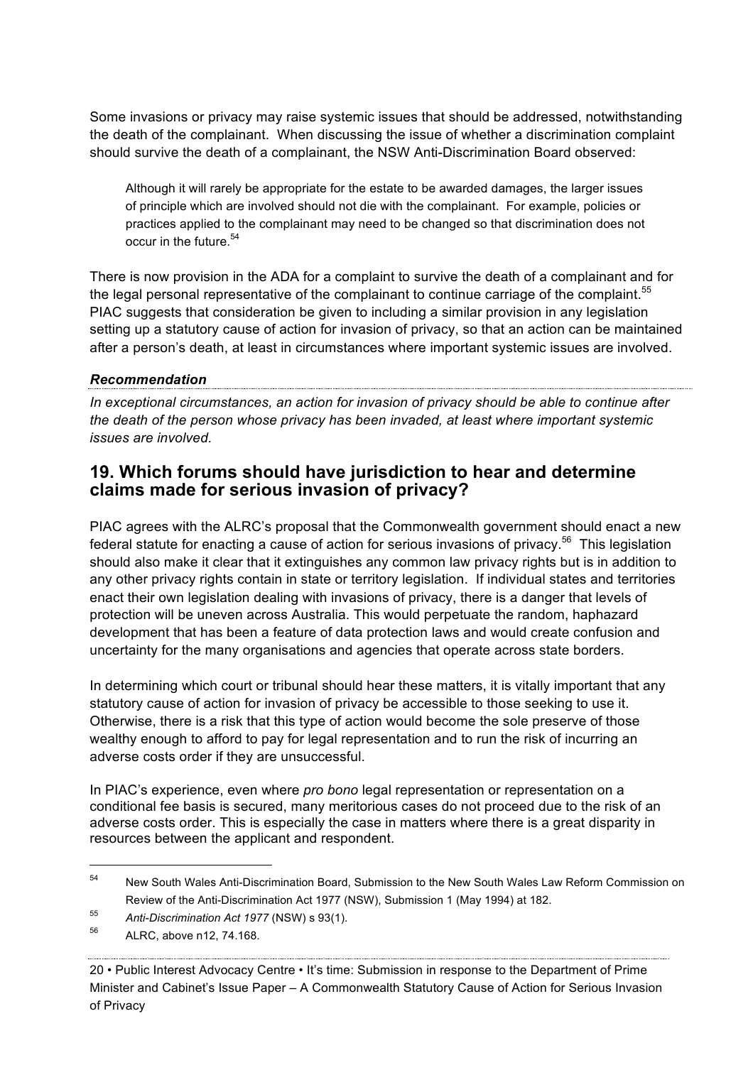Some invasions or privacy may raise systemic issues that should be addressed, notwithstanding the death of the complainant. When discussing the issue of whether a discrimination complaint should survive the death of a complainant, the NSW Anti-Discrimination Board observed:

> Although it will rarely be appropriate for the estate to be awarded damages, the larger issues of principle which are involved should not die with the complainant. For example, policies or practices applied to the complainant may need to be changed so that discrimination does not occur in the future.[54]

There is now provision in the ADA for a complaint to survive the death of a complainant and for the legal personal representative of the complainant to continue carriage of the complaint.[55] PIAC suggests that consideration be given to including a similar provision in any legislation setting up a statutory cause of action for invasion of privacy, so that an action can be maintained after a person's death, at least in circumstances where important systemic issues are involved.

***Recommendation***

*In exceptional circumstances, an action for invasion of privacy should be able to continue after the death of the person whose privacy has been invaded, at least where important systemic issues are involved.*

## 19. Which forums should have jurisdiction to hear and determine claims made for serious invasion of privacy?

PIAC agrees with the ALRC's proposal that the Commonwealth government should enact a new federal statute for enacting a cause of action for serious invasions of privacy.[56] This legislation should also make it clear that it extinguishes any common law privacy rights but is in addition to any other privacy rights contain in state or territory legislation. If individual states and territories enact their own legislation dealing with invasions of privacy, there is a danger that levels of protection will be uneven across Australia. This would perpetuate the random, haphazard development that has been a feature of data protection laws and would create confusion and uncertainty for the many organisations and agencies that operate across state borders.

In determining which court or tribunal should hear these matters, it is vitally important that any statutory cause of action for invasion of privacy be accessible to those seeking to use it. Otherwise, there is a risk that this type of action would become the sole preserve of those wealthy enough to afford to pay for legal representation and to run the risk of incurring an adverse costs order if they are unsuccessful.

In PIAC's experience, even where *pro bono* legal representation or representation on a conditional fee basis is secured, many meritorious cases do not proceed due to the risk of an adverse costs order. This is especially the case in matters where there is a great disparity in resources between the applicant and respondent.

---

[54] New South Wales Anti-Discrimination Board, Submission to the New South Wales Law Reform Commission on Review of the Anti-Discrimination Act 1977 (NSW), Submission 1 (May 1994) at 182.

[55] *Anti-Discrimination Act 1977* (NSW) s 93(1).

[56] ALRC, above n12, 74.168.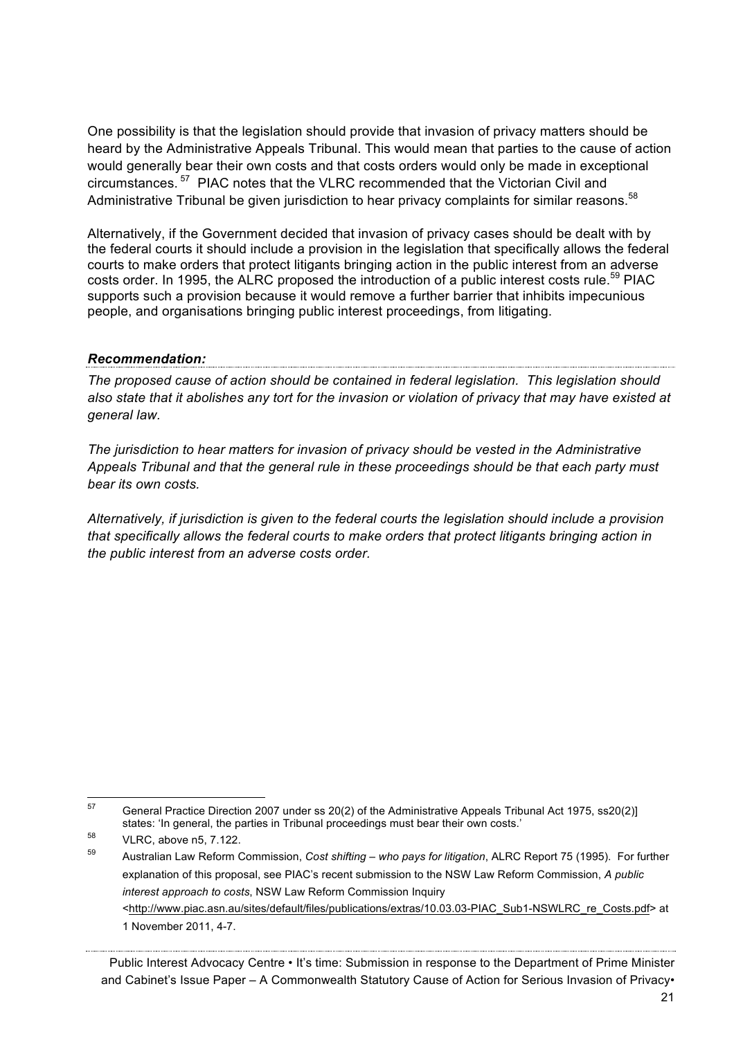One possibility is that the legislation should provide that invasion of privacy matters should be heard by the Administrative Appeals Tribunal. This would mean that parties to the cause of action would generally bear their own costs and that costs orders would only be made in exceptional circumstances.[57] PIAC notes that the VLRC recommended that the Victorian Civil and Administrative Tribunal be given jurisdiction to hear privacy complaints for similar reasons.[58]

Alternatively, if the Government decided that invasion of privacy cases should be dealt with by the federal courts it should include a provision in the legislation that specifically allows the federal courts to make orders that protect litigants bringing action in the public interest from an adverse costs order. In 1995, the ALRC proposed the introduction of a public interest costs rule.[59] PIAC supports such a provision because it would remove a further barrier that inhibits impecunious people, and organisations bringing public interest proceedings, from litigating.

***Recommendation:***

*The proposed cause of action should be contained in federal legislation. This legislation should also state that it abolishes any tort for the invasion or violation of privacy that may have existed at general law.*

*The jurisdiction to hear matters for invasion of privacy should be vested in the Administrative Appeals Tribunal and that the general rule in these proceedings should be that each party must bear its own costs.*

*Alternatively, if jurisdiction is given to the federal courts the legislation should include a provision that specifically allows the federal courts to make orders that protect litigants bringing action in the public interest from an adverse costs order.*

---

[57] General Practice Direction 2007 under ss 20(2) of the Administrative Appeals Tribunal Act 1975, ss20(2)] states: 'In general, the parties in Tribunal proceedings must bear their own costs.'

[58] VLRC, above n5, 7.122.

[59] Australian Law Reform Commission, *Cost shifting – who pays for litigation*, ALRC Report 75 (1995). For further explanation of this proposal, see PIAC's recent submission to the NSW Law Reform Commission, *A public interest approach to costs*, NSW Law Reform Commission Inquiry <http://www.piac.asn.au/sites/default/files/publications/extras/10.03.03-PIAC_Sub1-NSWLRC_re_Costs.pdf> at 1 November 2011, 4-7.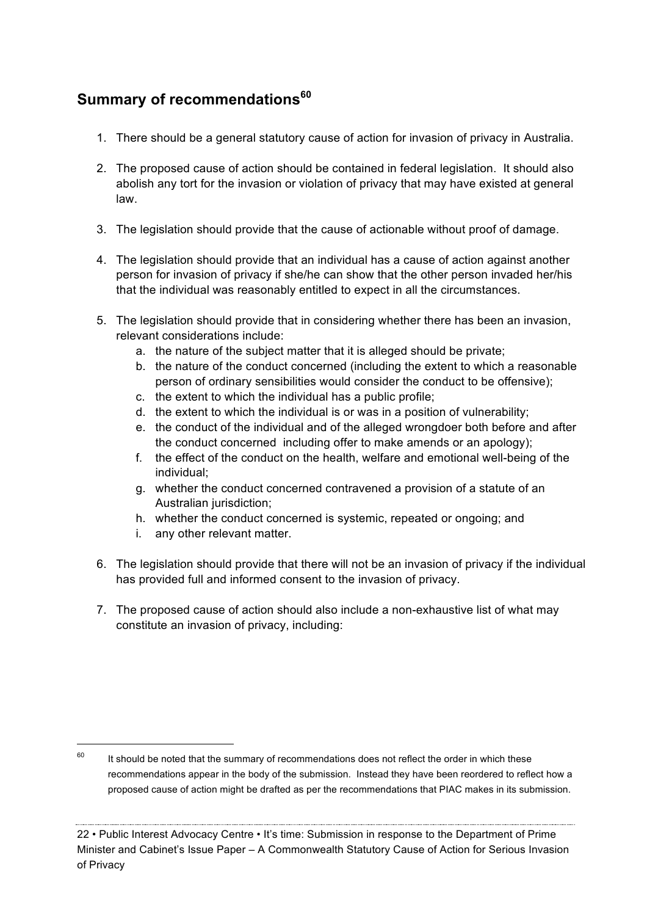## Summary of recommendations[60]

1. There should be a general statutory cause of action for invasion of privacy in Australia.

2. The proposed cause of action should be contained in federal legislation. It should also abolish any tort for the invasion or violation of privacy that may have existed at general law.

3. The legislation should provide that the cause of actionable without proof of damage.

4. The legislation should provide that an individual has a cause of action against another person for invasion of privacy if she/he can show that the other person invaded her/his that the individual was reasonably entitled to expect in all the circumstances.

5. The legislation should provide that in considering whether there has been an invasion, relevant considerations include:
   a. the nature of the subject matter that it is alleged should be private;
   b. the nature of the conduct concerned (including the extent to which a reasonable person of ordinary sensibilities would consider the conduct to be offensive);
   c. the extent to which the individual has a public profile;
   d. the extent to which the individual is or was in a position of vulnerability;
   e. the conduct of the individual and of the alleged wrongdoer both before and after the conduct concerned including offer to make amends or an apology);
   f. the effect of the conduct on the health, welfare and emotional well-being of the individual;
   g. whether the conduct concerned contravened a provision of a statute of an Australian jurisdiction;
   h. whether the conduct concerned is systemic, repeated or ongoing; and
   i. any other relevant matter.

6. The legislation should provide that there will not be an invasion of privacy if the individual has provided full and informed consent to the invasion of privacy.

7. The proposed cause of action should also include a non-exhaustive list of what may constitute an invasion of privacy, including:

---

[60] It should be noted that the summary of recommendations does not reflect the order in which these recommendations appear in the body of the submission. Instead they have been reordered to reflect how a proposed cause of action might be drafted as per the recommendations that PIAC makes in its submission.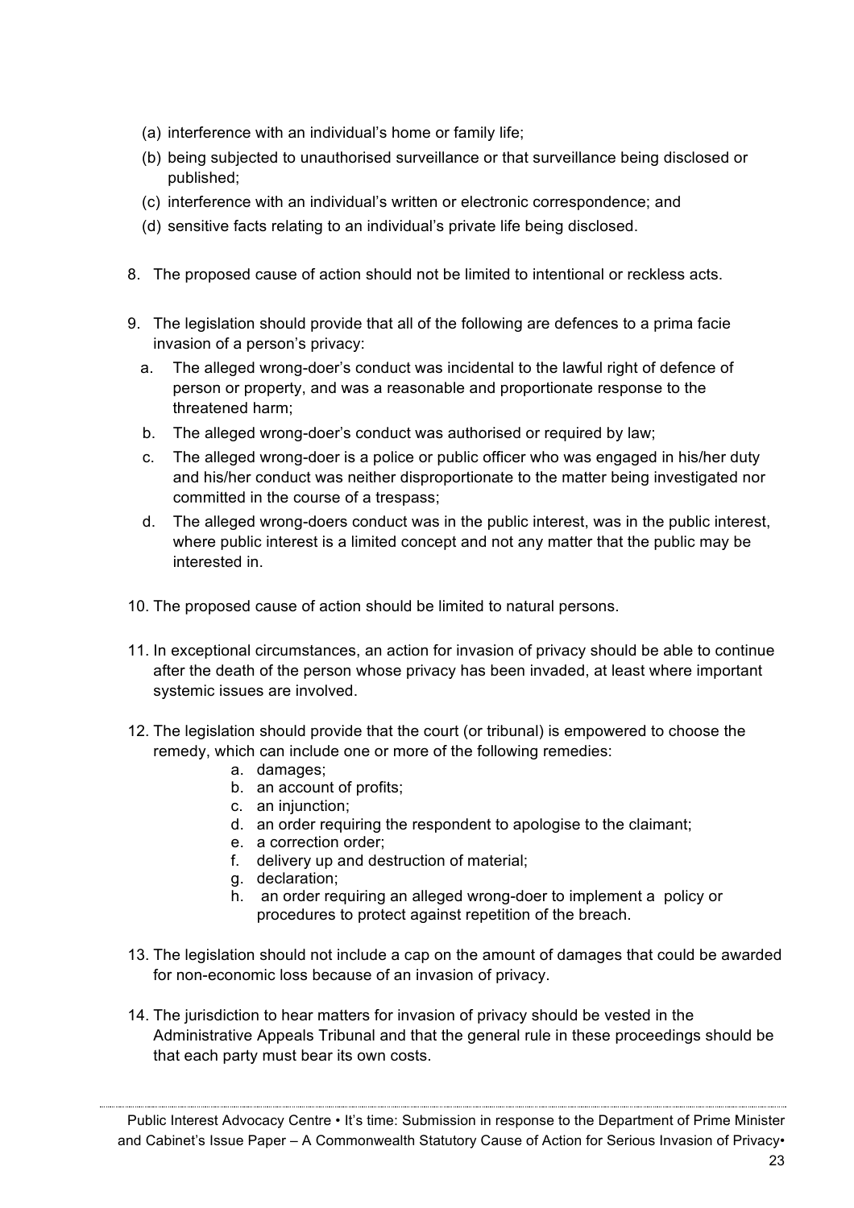(a) interference with an individual's home or family life;

(b) being subjected to unauthorised surveillance or that surveillance being disclosed or published;

(c) interference with an individual's written or electronic correspondence; and

(d) sensitive facts relating to an individual's private life being disclosed.

8. The proposed cause of action should not be limited to intentional or reckless acts.

9. The legislation should provide that all of the following are defences to a prima facie invasion of a person's privacy:

   a. The alleged wrong-doer's conduct was incidental to the lawful right of defence of person or property, and was a reasonable and proportionate response to the threatened harm;

   b. The alleged wrong-doer's conduct was authorised or required by law;

   c. The alleged wrong-doer is a police or public officer who was engaged in his/her duty and his/her conduct was neither disproportionate to the matter being investigated nor committed in the course of a trespass;

   d. The alleged wrong-doers conduct was in the public interest, was in the public interest, where public interest is a limited concept and not any matter that the public may be interested in.

10. The proposed cause of action should be limited to natural persons.

11. In exceptional circumstances, an action for invasion of privacy should be able to continue after the death of the person whose privacy has been invaded, at least where important systemic issues are involved.

12. The legislation should provide that the court (or tribunal) is empowered to choose the remedy, which can include one or more of the following remedies:

    a. damages;
    b. an account of profits;
    c. an injunction;
    d. an order requiring the respondent to apologise to the claimant;
    e. a correction order;
    f. delivery up and destruction of material;
    g. declaration;
    h. an order requiring an alleged wrong-doer to implement a policy or procedures to protect against repetition of the breach.

13. The legislation should not include a cap on the amount of damages that could be awarded for non-economic loss because of an invasion of privacy.

14. The jurisdiction to hear matters for invasion of privacy should be vested in the Administrative Appeals Tribunal and that the general rule in these proceedings should be that each party must bear its own costs.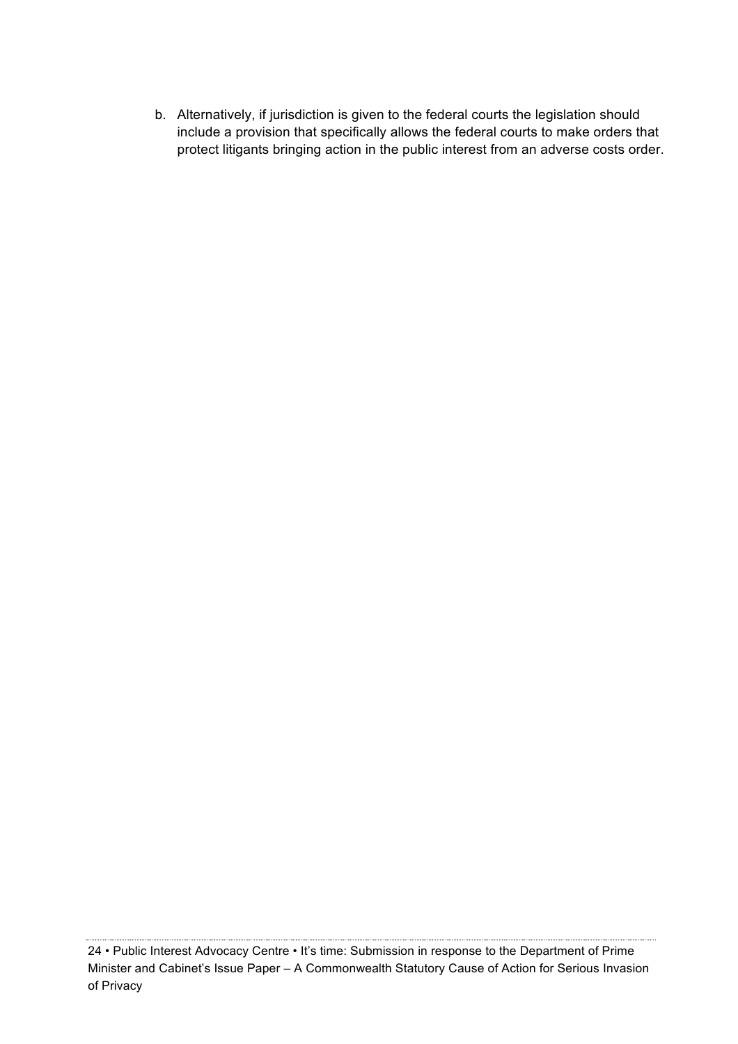b. Alternatively, if jurisdiction is given to the federal courts the legislation should include a provision that specifically allows the federal courts to make orders that protect litigants bringing action in the public interest from an adverse costs order.